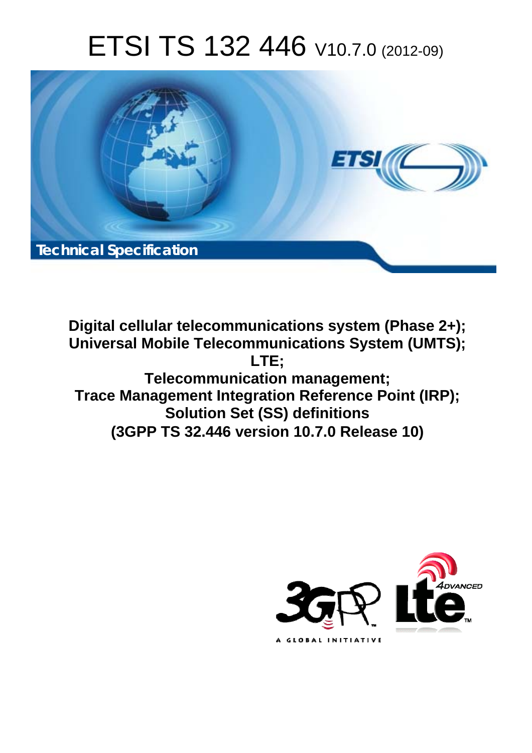# ETSI TS 132 446 V10.7.0 (2012-09)

Technical Specification

**Digital cellular telecommunications system (Phase 2+);**
**Universal Mobile Telecommunications System (UMTS);**
**LTE;**
**Telecommunication management;**
**Trace Management Integration Reference Point (IRP);**
**Solution Set (SS) definitions**
**(3GPP TS 32.446 version 10.7.0 Release 10)**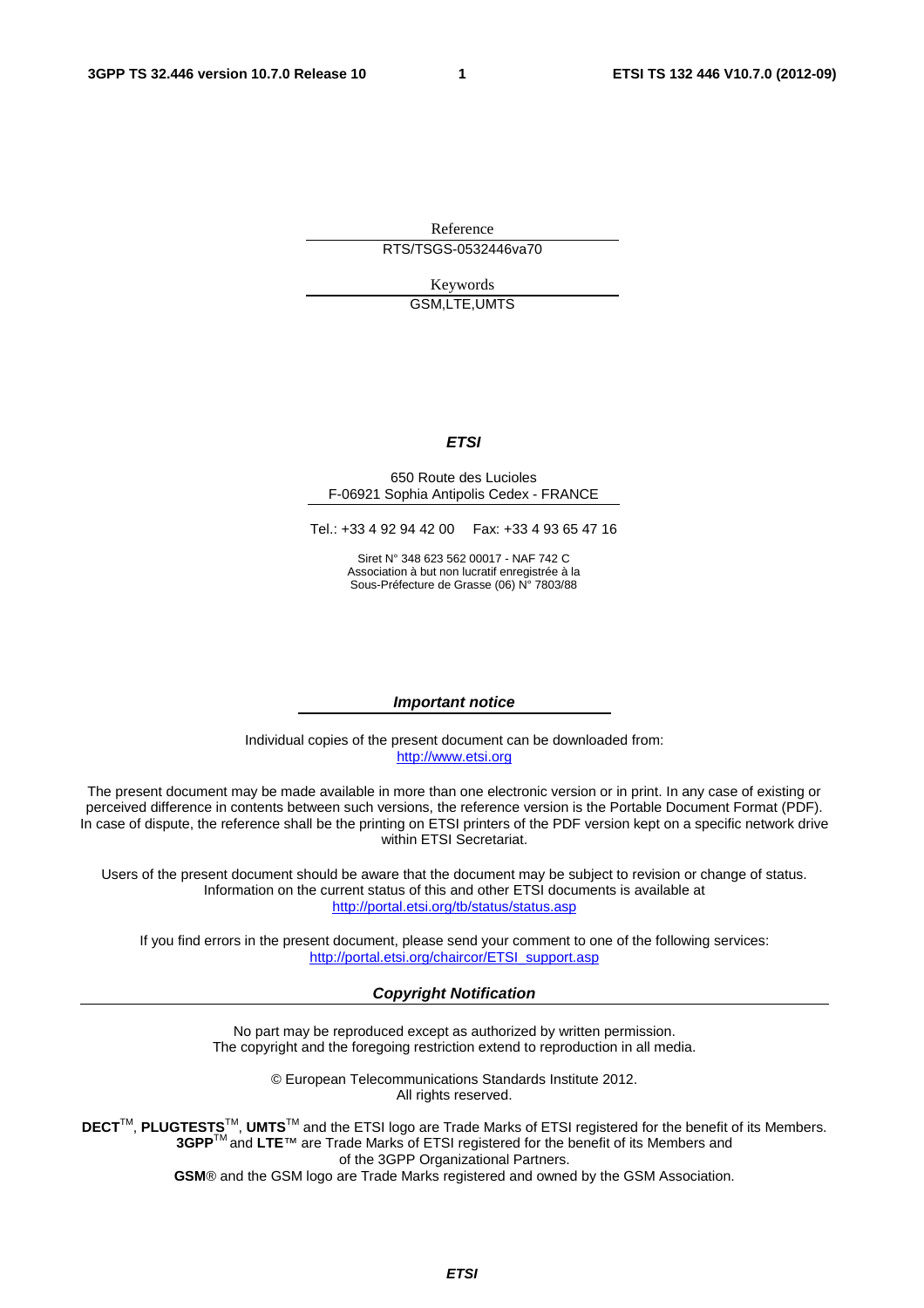Reference

RTS/TSGS-0532446va70

Keywords

GSM,LTE,UMTS

***ETSI***

650 Route des Lucioles
F-06921 Sophia Antipolis Cedex - FRANCE

Tel.: +33 4 92 94 42 00 Fax: +33 4 93 65 47 16

Siret N° 348 623 562 00017 - NAF 742 C
Association à but non lucratif enregistrée à la
Sous-Préfecture de Grasse (06) N° 7803/88

***Important notice***

Individual copies of the present document can be downloaded from:
http://www.etsi.org

The present document may be made available in more than one electronic version or in print. In any case of existing or perceived difference in contents between such versions, the reference version is the Portable Document Format (PDF). In case of dispute, the reference shall be the printing on ETSI printers of the PDF version kept on a specific network drive within ETSI Secretariat.

Users of the present document should be aware that the document may be subject to revision or change of status. Information on the current status of this and other ETSI documents is available at
http://portal.etsi.org/tb/status/status.asp

If you find errors in the present document, please send your comment to one of the following services:
http://portal.etsi.org/chaircor/ETSI_support.asp

***Copyright Notification***

No part may be reproduced except as authorized by written permission.
The copyright and the foregoing restriction extend to reproduction in all media.

© European Telecommunications Standards Institute 2012.
All rights reserved.

**DECT**TM, **PLUGTESTS**TM, **UMTS**TM and the ETSI logo are Trade Marks of ETSI registered for the benefit of its Members.
**3GPP**TM and **LTE**™ are Trade Marks of ETSI registered for the benefit of its Members and of the 3GPP Organizational Partners.
**GSM**® and the GSM logo are Trade Marks registered and owned by the GSM Association.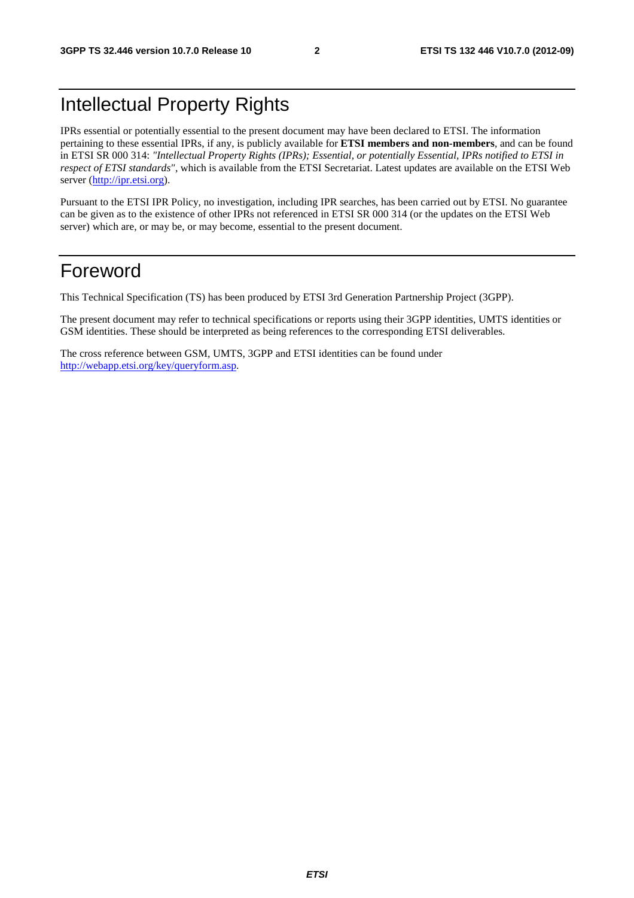# Intellectual Property Rights

IPRs essential or potentially essential to the present document may have been declared to ETSI. The information pertaining to these essential IPRs, if any, is publicly available for **ETSI members and non-members**, and can be found in ETSI SR 000 314: *"Intellectual Property Rights (IPRs); Essential, or potentially Essential, IPRs notified to ETSI in respect of ETSI standards"*, which is available from the ETSI Secretariat. Latest updates are available on the ETSI Web server (http://ipr.etsi.org).

Pursuant to the ETSI IPR Policy, no investigation, including IPR searches, has been carried out by ETSI. No guarantee can be given as to the existence of other IPRs not referenced in ETSI SR 000 314 (or the updates on the ETSI Web server) which are, or may be, or may become, essential to the present document.

# Foreword

This Technical Specification (TS) has been produced by ETSI 3rd Generation Partnership Project (3GPP).

The present document may refer to technical specifications or reports using their 3GPP identities, UMTS identities or GSM identities. These should be interpreted as being references to the corresponding ETSI deliverables.

The cross reference between GSM, UMTS, 3GPP and ETSI identities can be found under http://webapp.etsi.org/key/queryform.asp.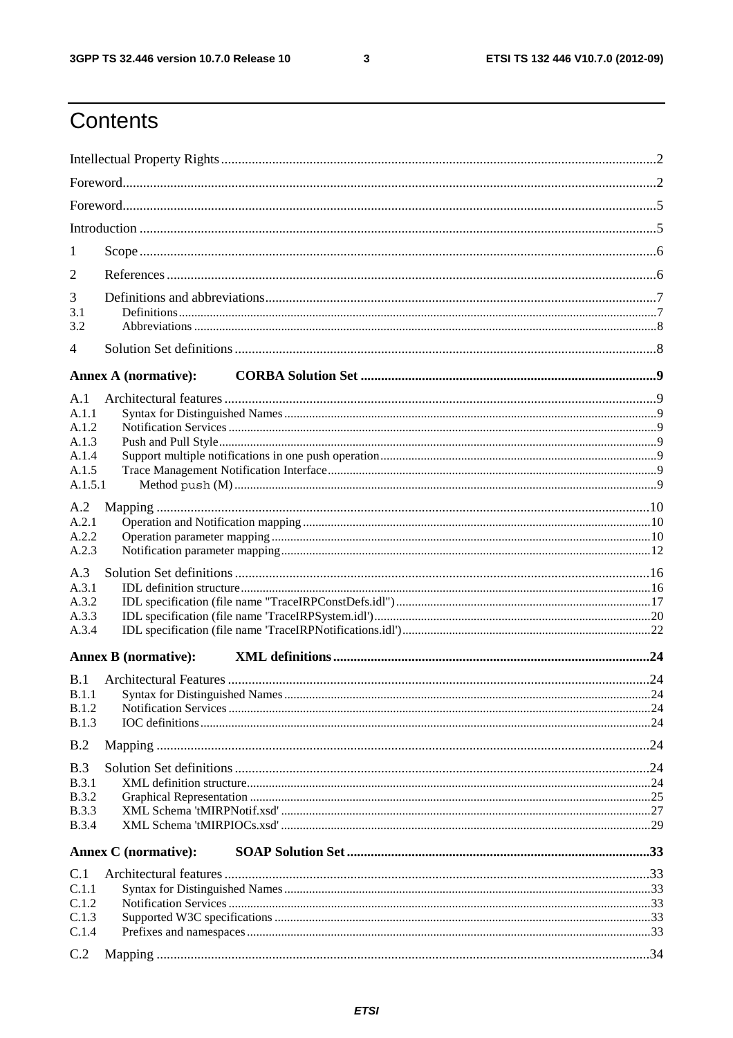# Contents

Intellectual Property Rights ..... 2

Foreword ..... 2

Foreword ..... 5

Introduction ..... 5

1 Scope ..... 6

2 References ..... 6

3 Definitions and abbreviations ..... 7

3.1 Definitions ..... 7

3.2 Abbreviations ..... 8

4 Solution Set definitions ..... 8

**Annex A (normative): CORBA Solution Set ..... 9**

A.1 Architectural features ..... 9

A.1.1 Syntax for Distinguished Names ..... 9

A.1.2 Notification Services ..... 9

A.1.3 Push and Pull Style ..... 9

A.1.4 Support multiple notifications in one push operation ..... 9

A.1.5 Trace Management Notification Interface ..... 9

A.1.5.1 Method `push` (M) ..... 9

A.2 Mapping ..... 10

A.2.1 Operation and Notification mapping ..... 10

A.2.2 Operation parameter mapping ..... 10

A.2.3 Notification parameter mapping ..... 12

A.3 Solution Set definitions ..... 16

A.3.1 IDL definition structure ..... 16

A.3.2 IDL specification (file name "TraceIRPConstDefs.idl") ..... 17

A.3.3 IDL specification (file name 'TraceIRPSystem.idl') ..... 20

A.3.4 IDL specification (file name 'TraceIRPNotifications.idl') ..... 22

**Annex B (normative): XML definitions ..... 24**

B.1 Architectural Features ..... 24

B.1.1 Syntax for Distinguished Names ..... 24

B.1.2 Notification Services ..... 24

B.1.3 IOC definitions ..... 24

B.2 Mapping ..... 24

B.3 Solution Set definitions ..... 24

B.3.1 XML definition structure ..... 24

B.3.2 Graphical Representation ..... 25

B.3.3 XML Schema 'tMIRPNotif.xsd' ..... 27

B.3.4 XML Schema 'tMIRPIOCs.xsd' ..... 29

**Annex C (normative): SOAP Solution Set ..... 33**

C.1 Architectural features ..... 33

C.1.1 Syntax for Distinguished Names ..... 33

C.1.2 Notification Services ..... 33

C.1.3 Supported W3C specifications ..... 33

C.1.4 Prefixes and namespaces ..... 33

C.2 Mapping ..... 34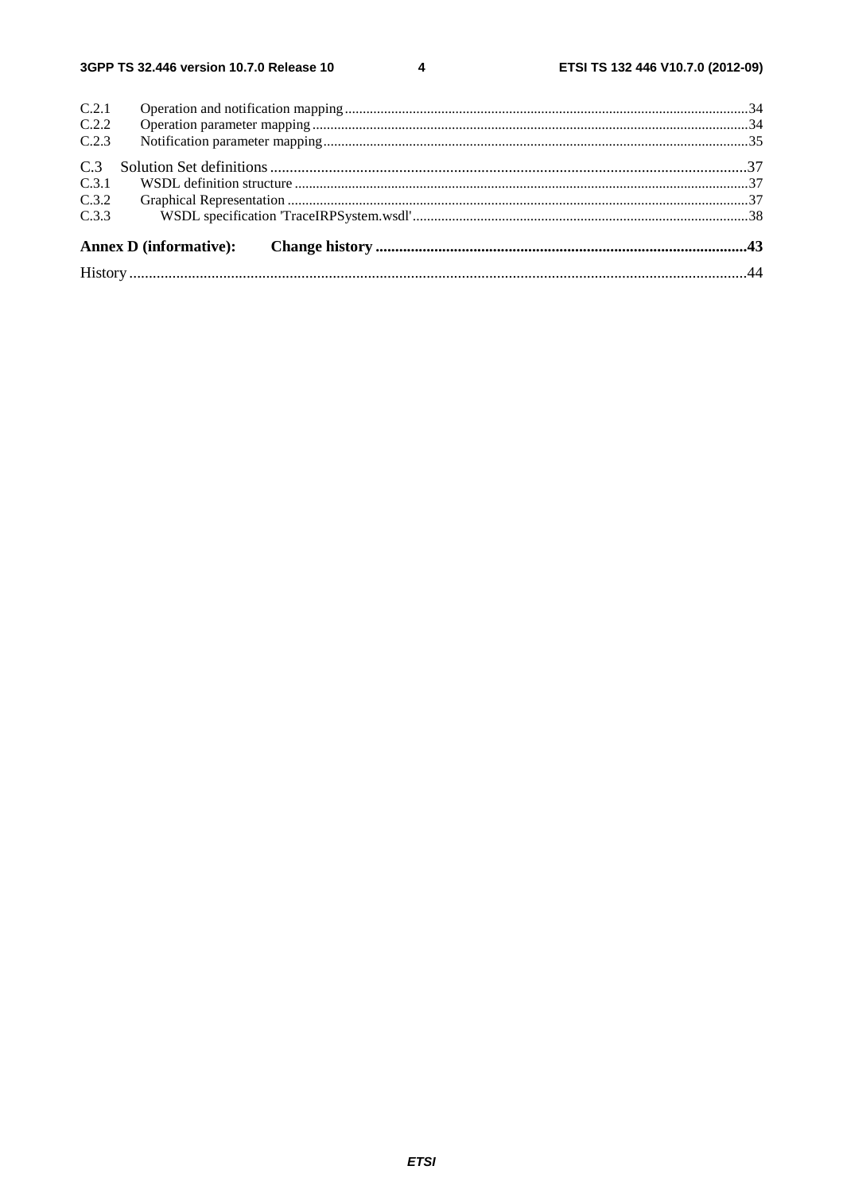C.2.1 Operation and notification mapping .....34
C.2.2 Operation parameter mapping .....34
C.2.3 Notification parameter mapping .....35

C.3 Solution Set definitions .....37
C.3.1 WSDL definition structure .....37
C.3.2 Graphical Representation .....37
C.3.3 WSDL specification 'TraceIRPSystem.wsdl' .....38

**Annex D (informative): Change history .....43**

History .....44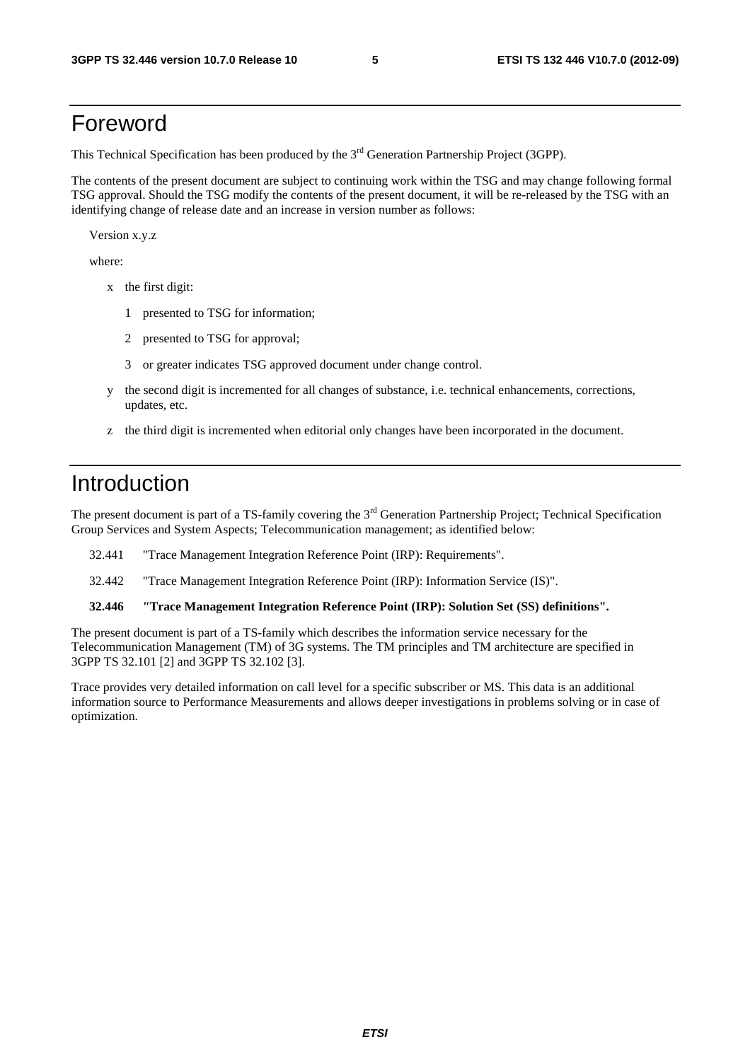# Foreword

This Technical Specification has been produced by the 3rd Generation Partnership Project (3GPP).

The contents of the present document are subject to continuing work within the TSG and may change following formal TSG approval. Should the TSG modify the contents of the present document, it will be re-released by the TSG with an identifying change of release date and an increase in version number as follows:

Version x.y.z

where:

- x the first digit:
  - 1 presented to TSG for information;
  - 2 presented to TSG for approval;
  - 3 or greater indicates TSG approved document under change control.
- y the second digit is incremented for all changes of substance, i.e. technical enhancements, corrections, updates, etc.
- z the third digit is incremented when editorial only changes have been incorporated in the document.

# Introduction

The present document is part of a TS-family covering the 3rd Generation Partnership Project; Technical Specification Group Services and System Aspects; Telecommunication management; as identified below:

32.441 "Trace Management Integration Reference Point (IRP): Requirements".

32.442 "Trace Management Integration Reference Point (IRP): Information Service (IS)".

**32.446 "Trace Management Integration Reference Point (IRP): Solution Set (SS) definitions".**

The present document is part of a TS-family which describes the information service necessary for the Telecommunication Management (TM) of 3G systems. The TM principles and TM architecture are specified in 3GPP TS 32.101 [2] and 3GPP TS 32.102 [3].

Trace provides very detailed information on call level for a specific subscriber or MS. This data is an additional information source to Performance Measurements and allows deeper investigations in problems solving or in case of optimization.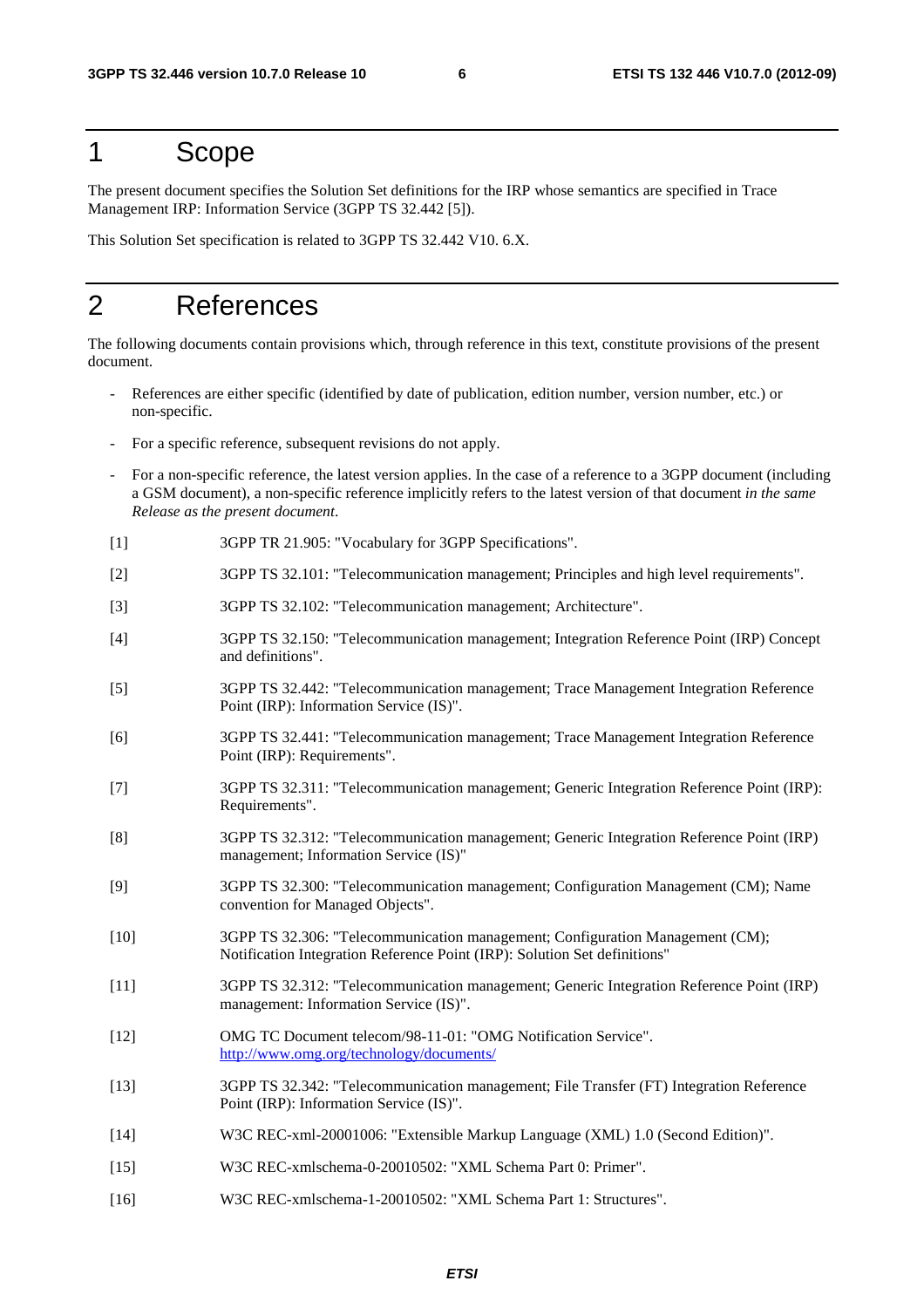# 1 Scope

The present document specifies the Solution Set definitions for the IRP whose semantics are specified in Trace Management IRP: Information Service (3GPP TS 32.442 [5]).

This Solution Set specification is related to 3GPP TS 32.442 V10. 6.X.

# 2 References

The following documents contain provisions which, through reference in this text, constitute provisions of the present document.

- References are either specific (identified by date of publication, edition number, version number, etc.) or non-specific.
- For a specific reference, subsequent revisions do not apply.
- For a non-specific reference, the latest version applies. In the case of a reference to a 3GPP document (including a GSM document), a non-specific reference implicitly refers to the latest version of that document *in the same Release as the present document*.

[1] 3GPP TR 21.905: "Vocabulary for 3GPP Specifications".

[2] 3GPP TS 32.101: "Telecommunication management; Principles and high level requirements".

[3] 3GPP TS 32.102: "Telecommunication management; Architecture".

[4] 3GPP TS 32.150: "Telecommunication management; Integration Reference Point (IRP) Concept and definitions".

[5] 3GPP TS 32.442: "Telecommunication management; Trace Management Integration Reference Point (IRP): Information Service (IS)".

[6] 3GPP TS 32.441: "Telecommunication management; Trace Management Integration Reference Point (IRP): Requirements".

[7] 3GPP TS 32.311: "Telecommunication management; Generic Integration Reference Point (IRP): Requirements".

[8] 3GPP TS 32.312: "Telecommunication management; Generic Integration Reference Point (IRP) management; Information Service (IS)"

[9] 3GPP TS 32.300: "Telecommunication management; Configuration Management (CM); Name convention for Managed Objects".

[10] 3GPP TS 32.306: "Telecommunication management; Configuration Management (CM); Notification Integration Reference Point (IRP): Solution Set definitions"

[11] 3GPP TS 32.312: "Telecommunication management; Generic Integration Reference Point (IRP) management: Information Service (IS)".

[12] OMG TC Document telecom/98-11-01: "OMG Notification Service". http://www.omg.org/technology/documents/

[13] 3GPP TS 32.342: "Telecommunication management; File Transfer (FT) Integration Reference Point (IRP): Information Service (IS)".

[14] W3C REC-xml-20001006: "Extensible Markup Language (XML) 1.0 (Second Edition)".

[15] W3C REC-xmlschema-0-20010502: "XML Schema Part 0: Primer".

[16] W3C REC-xmlschema-1-20010502: "XML Schema Part 1: Structures".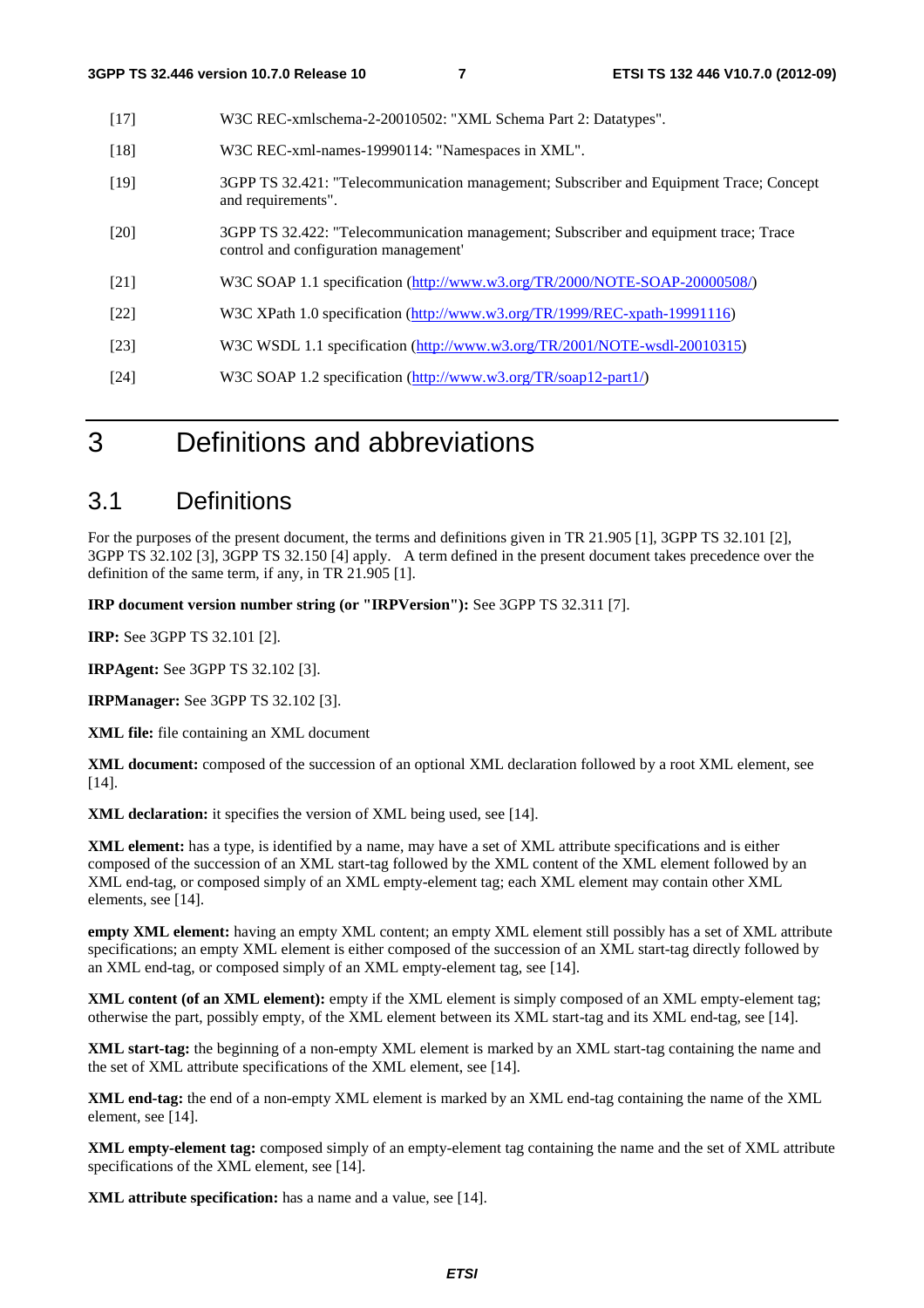[17] W3C REC-xmlschema-2-20010502: "XML Schema Part 2: Datatypes".

[18] W3C REC-xml-names-19990114: "Namespaces in XML".

[19] 3GPP TS 32.421: "Telecommunication management; Subscriber and Equipment Trace; Concept and requirements".

[20] 3GPP TS 32.422: "Telecommunication management; Subscriber and equipment trace; Trace control and configuration management'

[21] W3C SOAP 1.1 specification (http://www.w3.org/TR/2000/NOTE-SOAP-20000508/)

[22] W3C XPath 1.0 specification (http://www.w3.org/TR/1999/REC-xpath-19991116)

[23] W3C WSDL 1.1 specification (http://www.w3.org/TR/2001/NOTE-wsdl-20010315)

[24] W3C SOAP 1.2 specification (http://www.w3.org/TR/soap12-part1/)

# 3 Definitions and abbreviations

## 3.1 Definitions

For the purposes of the present document, the terms and definitions given in TR 21.905 [1], 3GPP TS 32.101 [2], 3GPP TS 32.102 [3], 3GPP TS 32.150 [4] apply. A term defined in the present document takes precedence over the definition of the same term, if any, in TR 21.905 [1].

**IRP document version number string (or "IRPVersion"):** See 3GPP TS 32.311 [7].

**IRP:** See 3GPP TS 32.101 [2].

**IRPAgent:** See 3GPP TS 32.102 [3].

**IRPManager:** See 3GPP TS 32.102 [3].

**XML file:** file containing an XML document

**XML document:** composed of the succession of an optional XML declaration followed by a root XML element, see [14].

**XML declaration:** it specifies the version of XML being used, see [14].

**XML element:** has a type, is identified by a name, may have a set of XML attribute specifications and is either composed of the succession of an XML start-tag followed by the XML content of the XML element followed by an XML end-tag, or composed simply of an XML empty-element tag; each XML element may contain other XML elements, see [14].

**empty XML element:** having an empty XML content; an empty XML element still possibly has a set of XML attribute specifications; an empty XML element is either composed of the succession of an XML start-tag directly followed by an XML end-tag, or composed simply of an XML empty-element tag, see [14].

**XML content (of an XML element):** empty if the XML element is simply composed of an XML empty-element tag; otherwise the part, possibly empty, of the XML element between its XML start-tag and its XML end-tag, see [14].

**XML start-tag:** the beginning of a non-empty XML element is marked by an XML start-tag containing the name and the set of XML attribute specifications of the XML element, see [14].

**XML end-tag:** the end of a non-empty XML element is marked by an XML end-tag containing the name of the XML element, see [14].

**XML empty-element tag:** composed simply of an empty-element tag containing the name and the set of XML attribute specifications of the XML element, see [14].

**XML attribute specification:** has a name and a value, see [14].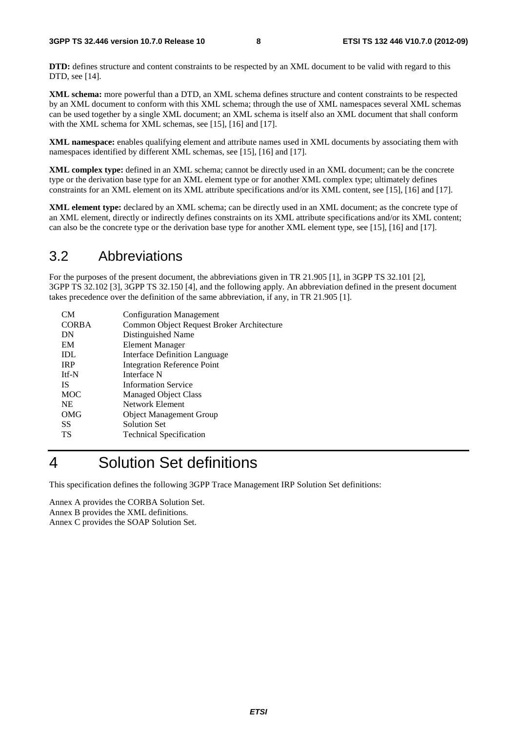**DTD:** defines structure and content constraints to be respected by an XML document to be valid with regard to this DTD, see [14].

**XML schema:** more powerful than a DTD, an XML schema defines structure and content constraints to be respected by an XML document to conform with this XML schema; through the use of XML namespaces several XML schemas can be used together by a single XML document; an XML schema is itself also an XML document that shall conform with the XML schema for XML schemas, see [15], [16] and [17].

**XML namespace:** enables qualifying element and attribute names used in XML documents by associating them with namespaces identified by different XML schemas, see [15], [16] and [17].

**XML complex type:** defined in an XML schema; cannot be directly used in an XML document; can be the concrete type or the derivation base type for an XML element type or for another XML complex type; ultimately defines constraints for an XML element on its XML attribute specifications and/or its XML content, see [15], [16] and [17].

**XML element type:** declared by an XML schema; can be directly used in an XML document; as the concrete type of an XML element, directly or indirectly defines constraints on its XML attribute specifications and/or its XML content; can also be the concrete type or the derivation base type for another XML element type, see [15], [16] and [17].

## 3.2 Abbreviations

For the purposes of the present document, the abbreviations given in TR 21.905 [1], in 3GPP TS 32.101 [2], 3GPP TS 32.102 [3], 3GPP TS 32.150 [4], and the following apply. An abbreviation defined in the present document takes precedence over the definition of the same abbreviation, if any, in TR 21.905 [1].

| | |
|---|---|
| CM | Configuration Management |
| CORBA | Common Object Request Broker Architecture |
| DN | Distinguished Name |
| EM | Element Manager |
| IDL | Interface Definition Language |
| IRP | Integration Reference Point |
| Itf-N | Interface N |
| IS | Information Service |
| MOC | Managed Object Class |
| NE | Network Element |
| OMG | Object Management Group |
| SS | Solution Set |
| TS | Technical Specification |

# 4 Solution Set definitions

This specification defines the following 3GPP Trace Management IRP Solution Set definitions:

Annex A provides the CORBA Solution Set.
Annex B provides the XML definitions.
Annex C provides the SOAP Solution Set.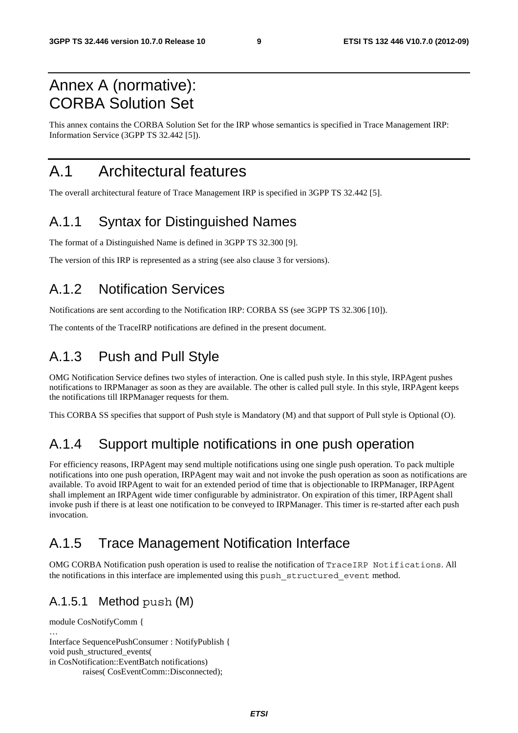# Annex A (normative): CORBA Solution Set

This annex contains the CORBA Solution Set for the IRP whose semantics is specified in Trace Management IRP: Information Service (3GPP TS 32.442 [5]).

# A.1 Architectural features

The overall architectural feature of Trace Management IRP is specified in 3GPP TS 32.442 [5].

## A.1.1 Syntax for Distinguished Names

The format of a Distinguished Name is defined in 3GPP TS 32.300 [9].

The version of this IRP is represented as a string (see also clause 3 for versions).

## A.1.2 Notification Services

Notifications are sent according to the Notification IRP: CORBA SS (see 3GPP TS 32.306 [10]).

The contents of the TraceIRP notifications are defined in the present document.

## A.1.3 Push and Pull Style

OMG Notification Service defines two styles of interaction. One is called push style. In this style, IRPAgent pushes notifications to IRPManager as soon as they are available. The other is called pull style. In this style, IRPAgent keeps the notifications till IRPManager requests for them.

This CORBA SS specifies that support of Push style is Mandatory (M) and that support of Pull style is Optional (O).

## A.1.4 Support multiple notifications in one push operation

For efficiency reasons, IRPAgent may send multiple notifications using one single push operation. To pack multiple notifications into one push operation, IRPAgent may wait and not invoke the push operation as soon as notifications are available. To avoid IRPAgent to wait for an extended period of time that is objectionable to IRPManager, IRPAgent shall implement an IRPAgent wide timer configurable by administrator. On expiration of this timer, IRPAgent shall invoke push if there is at least one notification to be conveyed to IRPManager. This timer is re-started after each push invocation.

## A.1.5 Trace Management Notification Interface

OMG CORBA Notification push operation is used to realise the notification of `TraceIRP Notifications`. All the notifications in this interface are implemented using this `push_structured_event` method.

### A.1.5.1 Method `push` (M)

```
module CosNotifyComm {
…
Interface SequencePushConsumer : NotifyPublish {
void push_structured_events(
in CosNotification::EventBatch notifications)
        raises( CosEventComm::Disconnected);
```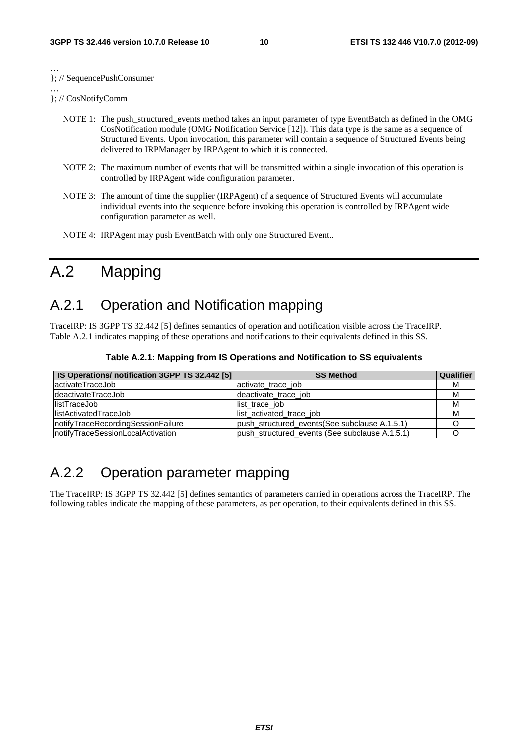```
…
}; // SequencePushConsumer
…
}; // CosNotifyComm
```

NOTE 1: The push_structured_events method takes an input parameter of type EventBatch as defined in the OMG CosNotification module (OMG Notification Service [12]). This data type is the same as a sequence of Structured Events. Upon invocation, this parameter will contain a sequence of Structured Events being delivered to IRPManager by IRPAgent to which it is connected.

NOTE 2: The maximum number of events that will be transmitted within a single invocation of this operation is controlled by IRPAgent wide configuration parameter.

NOTE 3: The amount of time the supplier (IRPAgent) of a sequence of Structured Events will accumulate individual events into the sequence before invoking this operation is controlled by IRPAgent wide configuration parameter as well.

NOTE 4: IRPAgent may push EventBatch with only one Structured Event..

# A.2 Mapping

## A.2.1 Operation and Notification mapping

TraceIRP: IS 3GPP TS 32.442 [5] defines semantics of operation and notification visible across the TraceIRP. Table A.2.1 indicates mapping of these operations and notifications to their equivalents defined in this SS.

**Table A.2.1: Mapping from IS Operations and Notification to SS equivalents**

| IS Operations/ notification 3GPP TS 32.442 [5] | SS Method | Qualifier |
| --- | --- | --- |
| activateTraceJob | activate_trace_job | M |
| deactivateTraceJob | deactivate_trace_job | M |
| listTraceJob | list_trace_job | M |
| listActivatedTraceJob | list_activated_trace_job | M |
| notifyTraceRecordingSessionFailure | push_structured_events(See subclause A.1.5.1) | O |
| notifyTraceSessionLocalActivation | push_structured_events (See subclause A.1.5.1) | O |

## A.2.2 Operation parameter mapping

The TraceIRP: IS 3GPP TS 32.442 [5] defines semantics of parameters carried in operations across the TraceIRP. The following tables indicate the mapping of these parameters, as per operation, to their equivalents defined in this SS.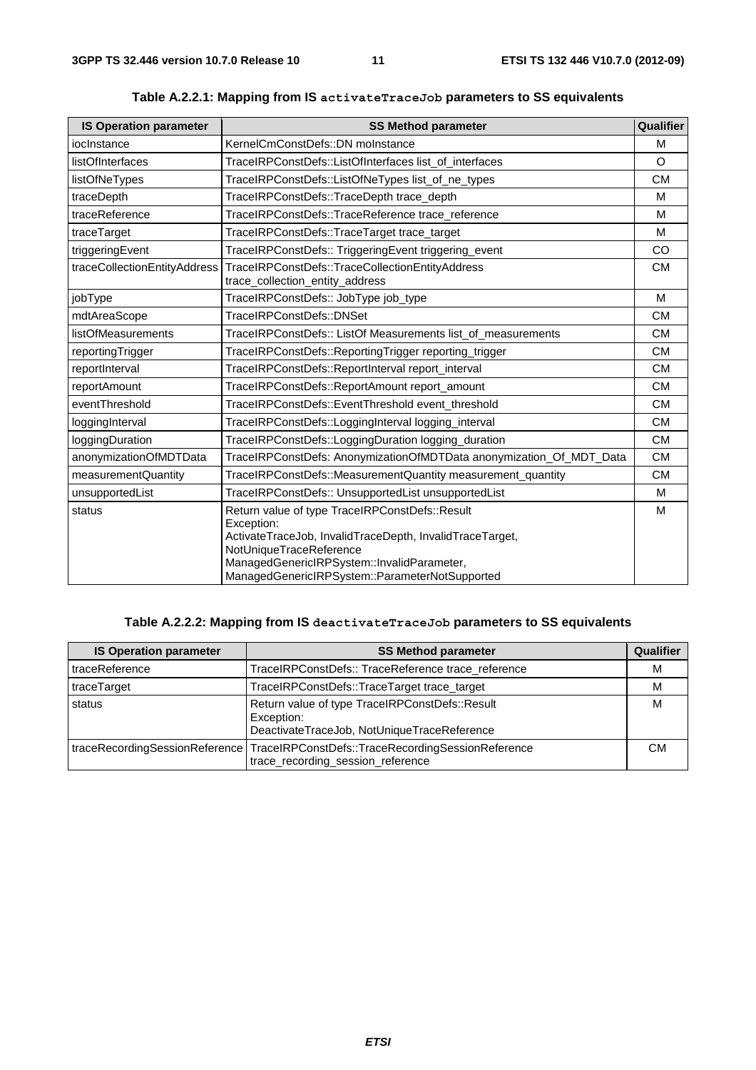**Table A.2.2.1: Mapping from IS `activateTraceJob` parameters to SS equivalents**

| IS Operation parameter | SS Method parameter | Qualifier |
|---|---|---|
| iocInstance | KernelCmConstDefs::DN moInstance | M |
| listOfInterfaces | TraceIRPConstDefs::ListOfInterfaces list_of_interfaces | O |
| listOfNeTypes | TraceIRPConstDefs::ListOfNeTypes list_of_ne_types | CM |
| traceDepth | TraceIRPConstDefs::TraceDepth trace_depth | M |
| traceReference | TraceIRPConstDefs::TraceReference trace_reference | M |
| traceTarget | TraceIRPConstDefs::TraceTarget trace_target | M |
| triggeringEvent | TraceIRPConstDefs:: TriggeringEvent triggering_event | CO |
| traceCollectionEntityAddress | TraceIRPConstDefs::TraceCollectionEntityAddress trace_collection_entity_address | CM |
| jobType | TraceIRPConstDefs:: JobType job_type | M |
| mdtAreaScope | TraceIRPConstDefs::DNSet | CM |
| listOfMeasurements | TraceIRPConstDefs:: ListOf Measurements list_of_measurements | CM |
| reportingTrigger | TraceIRPConstDefs::ReportingTrigger reporting_trigger | CM |
| reportInterval | TraceIRPConstDefs::ReportInterval report_interval | CM |
| reportAmount | TraceIRPConstDefs::ReportAmount report_amount | CM |
| eventThreshold | TraceIRPConstDefs::EventThreshold event_threshold | CM |
| loggingInterval | TraceIRPConstDefs::LoggingInterval logging_interval | CM |
| loggingDuration | TraceIRPConstDefs::LoggingDuration logging_duration | CM |
| anonymizationOfMDTData | TraceIRPConstDefs: AnonymizationOfMDTData anonymization_Of_MDT_Data | CM |
| measurementQuantity | TraceIRPConstDefs::MeasurementQuantity measurement_quantity | CM |
| unsupportedList | TraceIRPConstDefs:: UnsupportedList unsupportedList | M |
| status | Return value of type TraceIRPConstDefs::Result<br>Exception:<br>ActivateTraceJob, InvalidTraceDepth, InvalidTraceTarget, NotUniqueTraceReference<br>ManagedGenericIRPSystem::InvalidParameter,<br>ManagedGenericIRPSystem::ParameterNotSupported | M |

**Table A.2.2.2: Mapping from IS `deactivateTraceJob` parameters to SS equivalents**

| IS Operation parameter | SS Method parameter | Qualifier |
|---|---|---|
| traceReference | TraceIRPConstDefs:: TraceReference trace_reference | M |
| traceTarget | TraceIRPConstDefs::TraceTarget trace_target | M |
| status | Return value of type TraceIRPConstDefs::Result<br>Exception:<br>DeactivateTraceJob, NotUniqueTraceReference | M |
| traceRecordingSessionReference | TraceIRPConstDefs::TraceRecordingSessionReference trace_recording_session_reference | CM |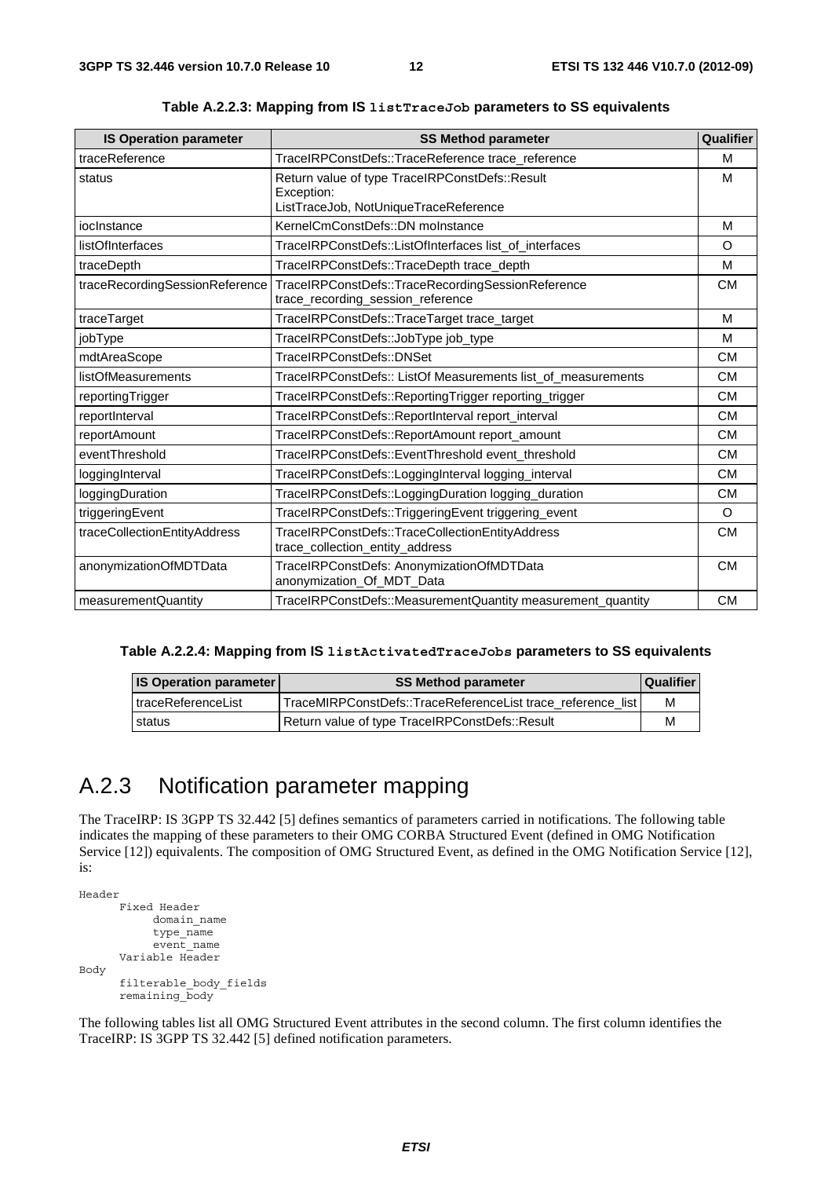**Table A.2.2.3: Mapping from IS `listTraceJob` parameters to SS equivalents**

| IS Operation parameter | SS Method parameter | Qualifier |
| --- | --- | --- |
| traceReference | TraceIRPConstDefs::TraceReference trace_reference | M |
| status | Return value of type TraceIRPConstDefs::Result<br>Exception:<br>ListTraceJob, NotUniqueTraceReference | M |
| iocInstance | KernelCmConstDefs::DN moInstance | M |
| listOfInterfaces | TraceIRPConstDefs::ListOfInterfaces list_of_interfaces | O |
| traceDepth | TraceIRPConstDefs::TraceDepth trace_depth | M |
| traceRecordingSessionReference | TraceIRPConstDefs::TraceRecordingSessionReference trace_recording_session_reference | CM |
| traceTarget | TraceIRPConstDefs::TraceTarget trace_target | M |
| jobType | TraceIRPConstDefs::JobType job_type | M |
| mdtAreaScope | TraceIRPConstDefs::DNSet | CM |
| listOfMeasurements | TraceIRPConstDefs:: ListOf Measurements list_of_measurements | CM |
| reportingTrigger | TraceIRPConstDefs::ReportingTrigger reporting_trigger | CM |
| reportInterval | TraceIRPConstDefs::ReportInterval report_interval | CM |
| reportAmount | TraceIRPConstDefs::ReportAmount report_amount | CM |
| eventThreshold | TraceIRPConstDefs::EventThreshold event_threshold | CM |
| loggingInterval | TraceIRPConstDefs::LoggingInterval logging_interval | CM |
| loggingDuration | TraceIRPConstDefs::LoggingDuration logging_duration | CM |
| triggeringEvent | TraceIRPConstDefs::TriggeringEvent triggering_event | O |
| traceCollectionEntityAddress | TraceIRPConstDefs::TraceCollectionEntityAddress trace_collection_entity_address | CM |
| anonymizationOfMDTData | TraceIRPConstDefs: AnonymizationOfMDTData anonymization_Of_MDT_Data | CM |
| measurementQuantity | TraceIRPConstDefs::MeasurementQuantity measurement_quantity | CM |

**Table A.2.2.4: Mapping from IS `listActivatedTraceJobs` parameters to SS equivalents**

| IS Operation parameter | SS Method parameter | Qualifier |
| --- | --- | --- |
| traceReferenceList | TraceMIRPConstDefs::TraceReferenceList trace_reference_list | M |
| status | Return value of type TraceIRPConstDefs::Result | M |

## A.2.3 Notification parameter mapping

The TraceIRP: IS 3GPP TS 32.442 [5] defines semantics of parameters carried in notifications. The following table indicates the mapping of these parameters to their OMG CORBA Structured Event (defined in OMG Notification Service [12]) equivalents. The composition of OMG Structured Event, as defined in the OMG Notification Service [12], is:

```
Header
      Fixed Header
            domain_name
            type_name
            event_name
      Variable Header
Body
      filterable_body_fields
      remaining_body
```

The following tables list all OMG Structured Event attributes in the second column. The first column identifies the TraceIRP: IS 3GPP TS 32.442 [5] defined notification parameters.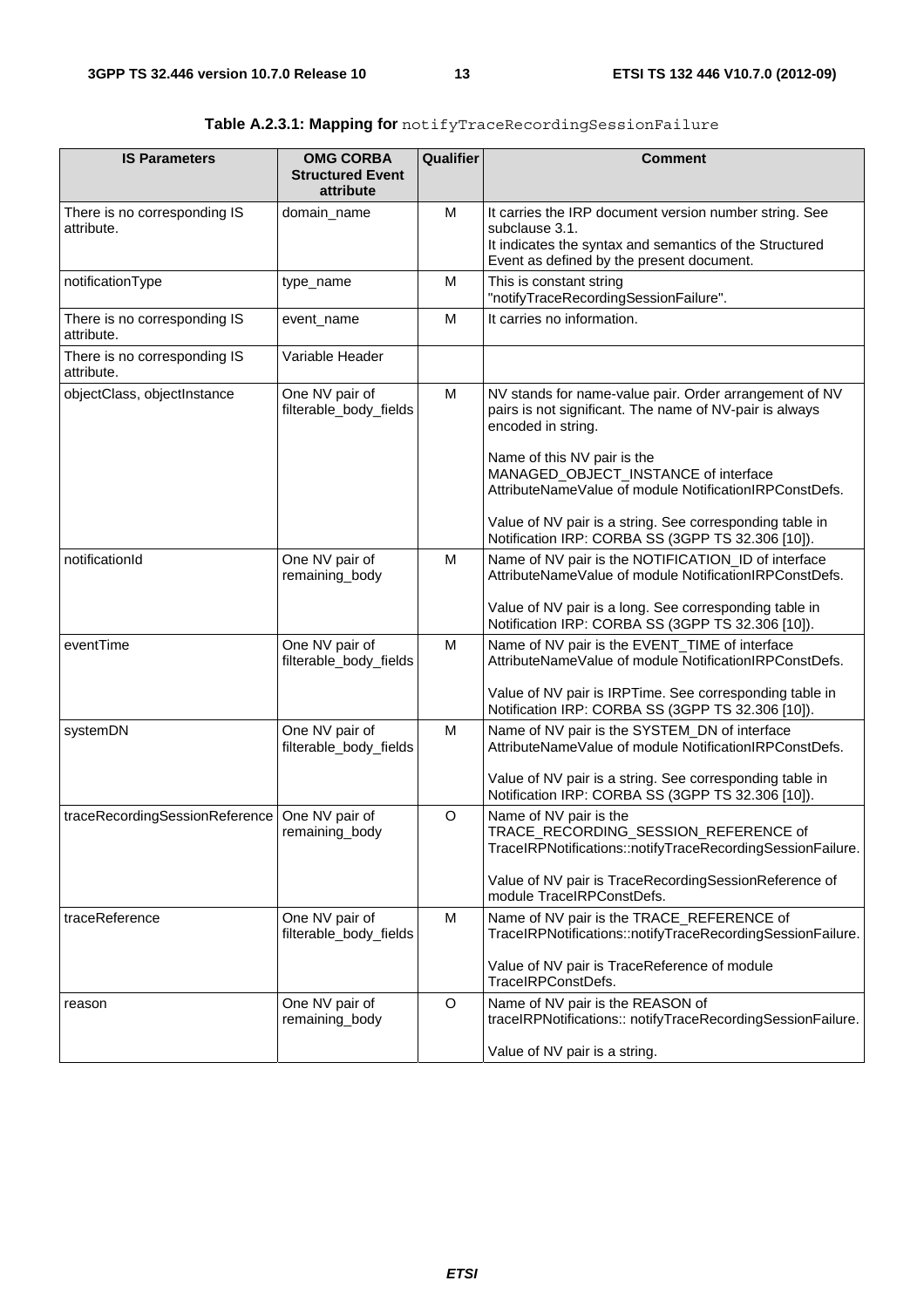**Table A.2.3.1: Mapping for** `notifyTraceRecordingSessionFailure`

| IS Parameters | OMG CORBA Structured Event attribute | Qualifier | Comment |
|---|---|---|---|
| There is no corresponding IS attribute. | domain_name | M | It carries the IRP document version number string. See subclause 3.1.<br>It indicates the syntax and semantics of the Structured Event as defined by the present document. |
| notificationType | type_name | M | This is constant string "notifyTraceRecordingSessionFailure". |
| There is no corresponding IS attribute. | event_name | M | It carries no information. |
| There is no corresponding IS attribute. | Variable Header | | |
| objectClass, objectInstance | One NV pair of filterable_body_fields | M | NV stands for name-value pair. Order arrangement of NV pairs is not significant. The name of NV-pair is always encoded in string.<br><br>Name of this NV pair is the MANAGED_OBJECT_INSTANCE of interface AttributeNameValue of module NotificationIRPConstDefs.<br><br>Value of NV pair is a string. See corresponding table in Notification IRP: CORBA SS (3GPP TS 32.306 [10]). |
| notificationId | One NV pair of remaining_body | M | Name of NV pair is the NOTIFICATION_ID of interface AttributeNameValue of module NotificationIRPConstDefs.<br><br>Value of NV pair is a long. See corresponding table in Notification IRP: CORBA SS (3GPP TS 32.306 [10]). |
| eventTime | One NV pair of filterable_body_fields | M | Name of NV pair is the EVENT_TIME of interface AttributeNameValue of module NotificationIRPConstDefs.<br><br>Value of NV pair is IRPTime. See corresponding table in Notification IRP: CORBA SS (3GPP TS 32.306 [10]). |
| systemDN | One NV pair of filterable_body_fields | M | Name of NV pair is the SYSTEM_DN of interface AttributeNameValue of module NotificationIRPConstDefs.<br><br>Value of NV pair is a string. See corresponding table in Notification IRP: CORBA SS (3GPP TS 32.306 [10]). |
| traceRecordingSessionReference | One NV pair of remaining_body | O | Name of NV pair is the TRACE_RECORDING_SESSION_REFERENCE of TraceIRPNotifications::notifyTraceRecordingSessionFailure.<br><br>Value of NV pair is TraceRecordingSessionReference of module TraceIRPConstDefs. |
| traceReference | One NV pair of filterable_body_fields | M | Name of NV pair is the TRACE_REFERENCE of TraceIRPNotifications::notifyTraceRecordingSessionFailure.<br><br>Value of NV pair is TraceReference of module TraceIRPConstDefs. |
| reason | One NV pair of remaining_body | O | Name of NV pair is the REASON of traceIRPNotifications:: notifyTraceRecordingSessionFailure.<br><br>Value of NV pair is a string. |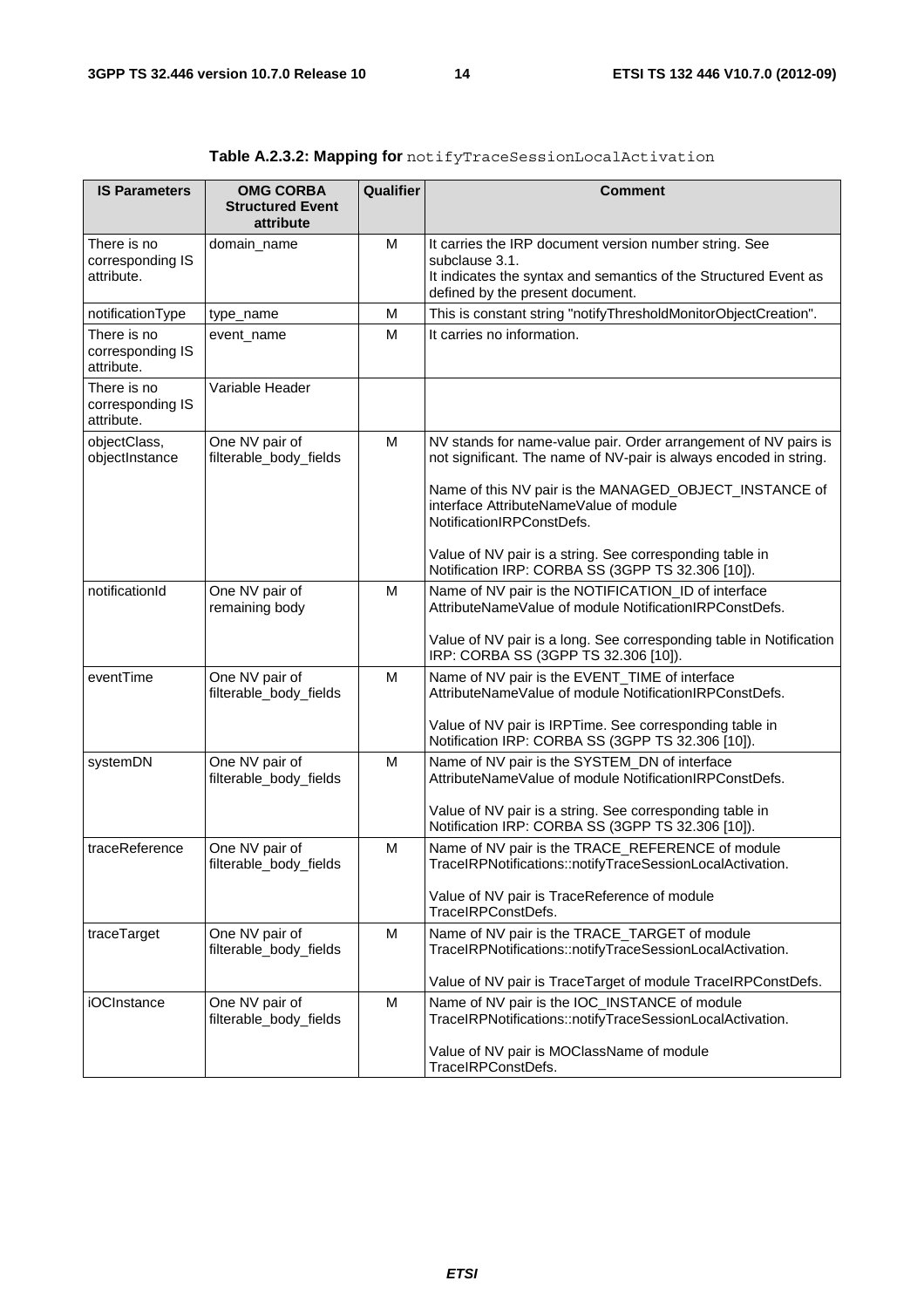**Table A.2.3.2: Mapping for** `notifyTraceSessionLocalActivation`

| IS Parameters | OMG CORBA Structured Event attribute | Qualifier | Comment |
|---|---|---|---|
| There is no corresponding IS attribute. | domain_name | M | It carries the IRP document version number string. See subclause 3.1.<br>It indicates the syntax and semantics of the Structured Event as defined by the present document. |
| notificationType | type_name | M | This is constant string "notifyThresholdMonitorObjectCreation". |
| There is no corresponding IS attribute. | event_name | M | It carries no information. |
| There is no corresponding IS attribute. | Variable Header | | |
| objectClass, objectInstance | One NV pair of filterable_body_fields | M | NV stands for name-value pair. Order arrangement of NV pairs is not significant. The name of NV-pair is always encoded in string.<br><br>Name of this NV pair is the MANAGED_OBJECT_INSTANCE of interface AttributeNameValue of module NotificationIRPConstDefs.<br><br>Value of NV pair is a string. See corresponding table in Notification IRP: CORBA SS (3GPP TS 32.306 [10]). |
| notificationId | One NV pair of remaining body | M | Name of NV pair is the NOTIFICATION_ID of interface AttributeNameValue of module NotificationIRPConstDefs.<br><br>Value of NV pair is a long. See corresponding table in Notification IRP: CORBA SS (3GPP TS 32.306 [10]). |
| eventTime | One NV pair of filterable_body_fields | M | Name of NV pair is the EVENT_TIME of interface AttributeNameValue of module NotificationIRPConstDefs.<br><br>Value of NV pair is IRPTime. See corresponding table in Notification IRP: CORBA SS (3GPP TS 32.306 [10]). |
| systemDN | One NV pair of filterable_body_fields | M | Name of NV pair is the SYSTEM_DN of interface AttributeNameValue of module NotificationIRPConstDefs.<br><br>Value of NV pair is a string. See corresponding table in Notification IRP: CORBA SS (3GPP TS 32.306 [10]). |
| traceReference | One NV pair of filterable_body_fields | M | Name of NV pair is the TRACE_REFERENCE of module TraceIRPNotifications::notifyTraceSessionLocalActivation.<br><br>Value of NV pair is TraceReference of module TraceIRPConstDefs. |
| traceTarget | One NV pair of filterable_body_fields | M | Name of NV pair is the TRACE_TARGET of module TraceIRPNotifications::notifyTraceSessionLocalActivation.<br><br>Value of NV pair is TraceTarget of module TraceIRPConstDefs. |
| iOCInstance | One NV pair of filterable_body_fields | M | Name of NV pair is the IOC_INSTANCE of module TraceIRPNotifications::notifyTraceSessionLocalActivation.<br><br>Value of NV pair is MOClassName of module TraceIRPConstDefs. |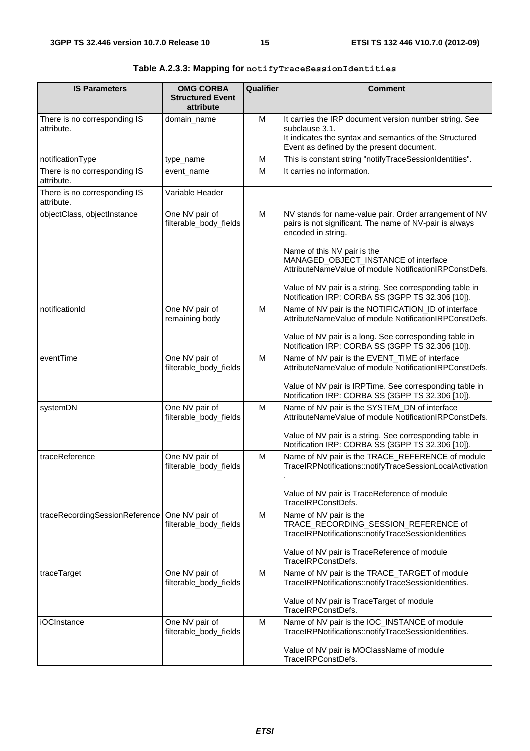**Table A.2.3.3: Mapping for `notifyTraceSessionIdentities`**

| IS Parameters | OMG CORBA Structured Event attribute | Qualifier | Comment |
| --- | --- | --- | --- |
| There is no corresponding IS attribute. | domain_name | M | It carries the IRP document version number string. See subclause 3.1.<br>It indicates the syntax and semantics of the Structured Event as defined by the present document. |
| notificationType | type_name | M | This is constant string "notifyTraceSessionIdentities". |
| There is no corresponding IS attribute. | event_name | M | It carries no information. |
| There is no corresponding IS attribute. | Variable Header | | |
| objectClass, objectInstance | One NV pair of filterable_body_fields | M | NV stands for name-value pair. Order arrangement of NV pairs is not significant. The name of NV-pair is always encoded in string.<br><br>Name of this NV pair is the MANAGED_OBJECT_INSTANCE of interface AttributeNameValue of module NotificationIRPConstDefs.<br><br>Value of NV pair is a string. See corresponding table in Notification IRP: CORBA SS (3GPP TS 32.306 [10]). |
| notificationId | One NV pair of remaining body | M | Name of NV pair is the NOTIFICATION_ID of interface AttributeNameValue of module NotificationIRPConstDefs.<br><br>Value of NV pair is a long. See corresponding table in Notification IRP: CORBA SS (3GPP TS 32.306 [10]). |
| eventTime | One NV pair of filterable_body_fields | M | Name of NV pair is the EVENT_TIME of interface AttributeNameValue of module NotificationIRPConstDefs.<br><br>Value of NV pair is IRPTime. See corresponding table in Notification IRP: CORBA SS (3GPP TS 32.306 [10]). |
| systemDN | One NV pair of filterable_body_fields | M | Name of NV pair is the SYSTEM_DN of interface AttributeNameValue of module NotificationIRPConstDefs.<br><br>Value of NV pair is a string. See corresponding table in Notification IRP: CORBA SS (3GPP TS 32.306 [10]). |
| traceReference | One NV pair of filterable_body_fields | M | Name of NV pair is the TRACE_REFERENCE of module TraceIRPNotifications::notifyTraceSessionLocalActivation.<br><br>Value of NV pair is TraceReference of module TraceIRPConstDefs. |
| traceRecordingSessionReference | One NV pair of filterable_body_fields | M | Name of NV pair is the TRACE_RECORDING_SESSION_REFERENCE of TraceIRPNotifications::notifyTraceSessionIdentities<br><br>Value of NV pair is TraceReference of module TraceIRPConstDefs. |
| traceTarget | One NV pair of filterable_body_fields | M | Name of NV pair is the TRACE_TARGET of module TraceIRPNotifications::notifyTraceSessionIdentities.<br><br>Value of NV pair is TraceTarget of module TraceIRPConstDefs. |
| iOCInstance | One NV pair of filterable_body_fields | M | Name of NV pair is the IOC_INSTANCE of module TraceIRPNotifications::notifyTraceSessionIdentities.<br><br>Value of NV pair is MOClassName of module TraceIRPConstDefs. |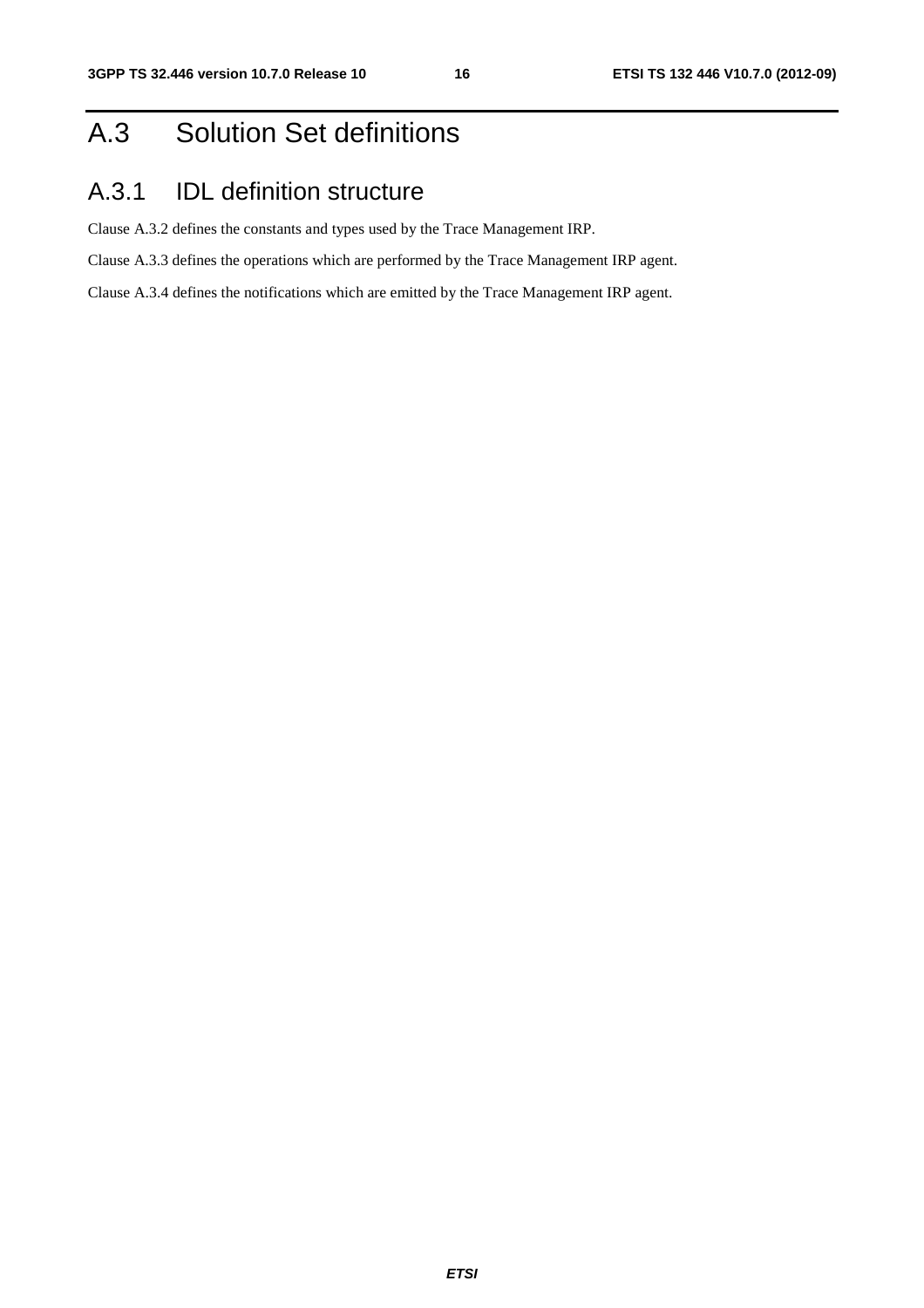# A.3 Solution Set definitions

## A.3.1 IDL definition structure

Clause A.3.2 defines the constants and types used by the Trace Management IRP.

Clause A.3.3 defines the operations which are performed by the Trace Management IRP agent.

Clause A.3.4 defines the notifications which are emitted by the Trace Management IRP agent.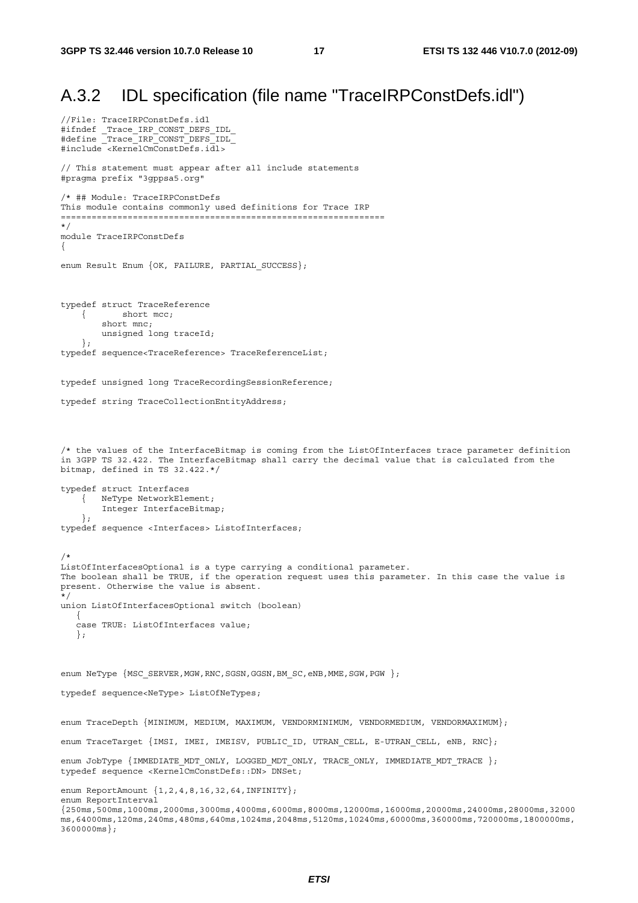## A.3.2 IDL specification (file name "TraceIRPConstDefs.idl")

```
//File: TraceIRPConstDefs.idl
#ifndef _Trace_IRP_CONST_DEFS_IDL_
#define _Trace_IRP_CONST_DEFS_IDL_
#include <KernelCmConstDefs.idl>

// This statement must appear after all include statements
#pragma prefix "3gppsa5.org"

/* ## Module: TraceIRPConstDefs
This module contains commonly used definitions for Trace IRP
================================================================
*/
module TraceIRPConstDefs
{

enum Result Enum {OK, FAILURE, PARTIAL_SUCCESS};



typedef struct TraceReference
    {       short mcc;
        short mnc;
        unsigned long traceId;
    };
typedef sequence<TraceReference> TraceReferenceList;


typedef unsigned long TraceRecordingSessionReference;

typedef string TraceCollectionEntityAddress;




/* the values of the InterfaceBitmap is coming from the ListOfInterfaces trace parameter definition
in 3GPP TS 32.422. The InterfaceBitmap shall carry the decimal value that is calculated from the
bitmap, defined in TS 32.422.*/

typedef struct Interfaces
    {   NeType NetworkElement;
        Integer InterfaceBitmap;
    };
typedef sequence <Interfaces> ListofInterfaces;


/*
ListOfInterfacesOptional is a type carrying a conditional parameter.
The boolean shall be TRUE, if the operation request uses this parameter. In this case the value is
present. Otherwise the value is absent.
*/
union ListOfInterfacesOptional switch (boolean)
   {
   case TRUE: ListOfInterfaces value;
   };



enum NeType {MSC_SERVER,MGW,RNC,SGSN,GGSN,BM_SC,eNB,MME,SGW,PGW };

typedef sequence<NeType> ListOfNeTypes;


enum TraceDepth {MINIMUM, MEDIUM, MAXIMUM, VENDORMINIMUM, VENDORMEDIUM, VENDORMAXIMUM};

enum TraceTarget {IMSI, IMEI, IMEISV, PUBLIC_ID, UTRAN_CELL, E-UTRAN_CELL, eNB, RNC};

enum JobType {IMMEDIATE_MDT_ONLY, LOGGED_MDT_ONLY, TRACE_ONLY, IMMEDIATE_MDT_TRACE };
typedef sequence <KernelCmConstDefs::DN> DNSet;

enum ReportAmount {1,2,4,8,16,32,64,INFINITY};
enum ReportInterval
{250ms,500ms,1000ms,2000ms,3000ms,4000ms,6000ms,8000ms,12000ms,16000ms,20000ms,24000ms,28000ms,32000
ms,64000ms,120ms,240ms,480ms,640ms,1024ms,2048ms,5120ms,10240ms,60000ms,360000ms,720000ms,1800000ms,
3600000ms};
```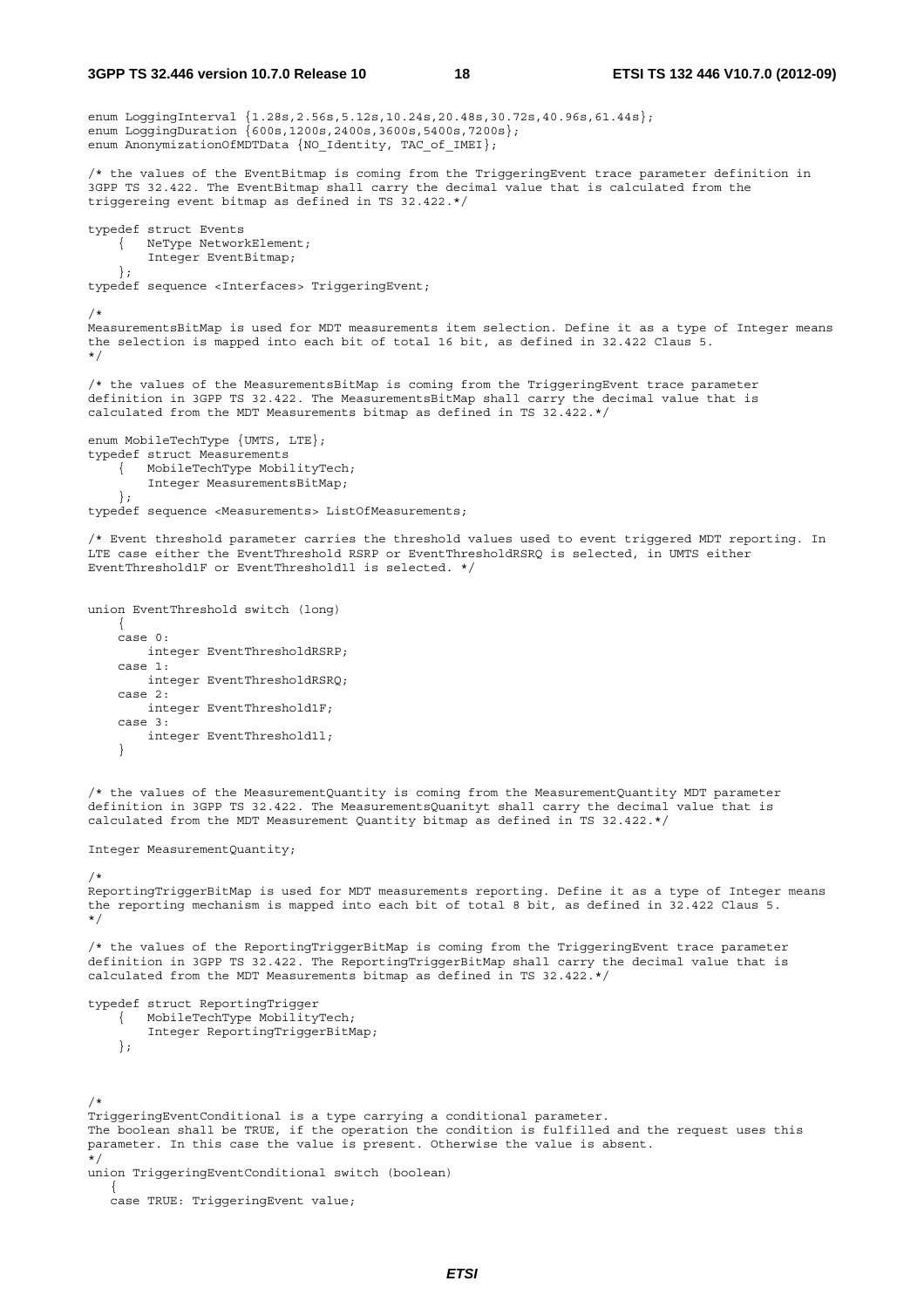```
enum LoggingInterval {1.28s,2.56s,5.12s,10.24s,20.48s,30.72s,40.96s,61.44s};
enum LoggingDuration {600s,1200s,2400s,3600s,5400s,7200s};
enum AnonymizationOfMDTData {NO_Identity, TAC_of_IMEI};

/* the values of the EventBitmap is coming from the TriggeringEvent trace parameter definition in
3GPP TS 32.422. The EventBitmap shall carry the decimal value that is calculated from the
triggereing event bitmap as defined in TS 32.422.*/

typedef struct Events
    {   NeType NetworkElement;
        Integer EventBitmap;
    };
typedef sequence <Interfaces> TriggeringEvent;

/*
MeasurementsBitMap is used for MDT measurements item selection. Define it as a type of Integer means
the selection is mapped into each bit of total 16 bit, as defined in 32.422 Claus 5.
*/

/* the values of the MeasurementsBitMap is coming from the TriggeringEvent trace parameter
definition in 3GPP TS 32.422. The MeasurementsBitMap shall carry the decimal value that is
calculated from the MDT Measurements bitmap as defined in TS 32.422.*/

enum MobileTechType {UMTS, LTE};
typedef struct Measurements
    {   MobileTechType MobilityTech;
        Integer MeasurementsBitMap;
    };
typedef sequence <Measurements> ListOfMeasurements;

/* Event threshold parameter carries the threshold values used to event triggered MDT reporting. In
LTE case either the EventThreshold RSRP or EventThresholdRSRQ is selected, in UMTS either
EventThreshold1F or EventThreshold1l is selected. */


union EventThreshold switch (long)
    {
    case 0:
        integer EventThresholdRSRP;
    case 1:
        integer EventThresholdRSRQ;
    case 2:
        integer EventThreshold1F;
    case 3:
        integer EventThreshold1l;
    }


/* the values of the MeasurementQuantity is coming from the MeasurementQuantity MDT parameter
definition in 3GPP TS 32.422. The MeasurementsQuanityt shall carry the decimal value that is
calculated from the MDT Measurement Quantity bitmap as defined in TS 32.422.*/

Integer MeasurementQuantity;

/*
ReportingTriggerBitMap is used for MDT measurements reporting. Define it as a type of Integer means
the reporting mechanism is mapped into each bit of total 8 bit, as defined in 32.422 Claus 5.
*/

/* the values of the ReportingTriggerBitMap is coming from the TriggeringEvent trace parameter
definition in 3GPP TS 32.422. The ReportingTriggerBitMap shall carry the decimal value that is
calculated from the MDT Measurements bitmap as defined in TS 32.422.*/

typedef struct ReportingTrigger
    {   MobileTechType MobilityTech;
        Integer ReportingTriggerBitMap;
    };



/*
TriggeringEventConditional is a type carrying a conditional parameter.
The boolean shall be TRUE, if the operation the condition is fulfilled and the request uses this
parameter. In this case the value is present. Otherwise the value is absent.
*/
union TriggeringEventConditional switch (boolean)
   {
   case TRUE: TriggeringEvent value;
```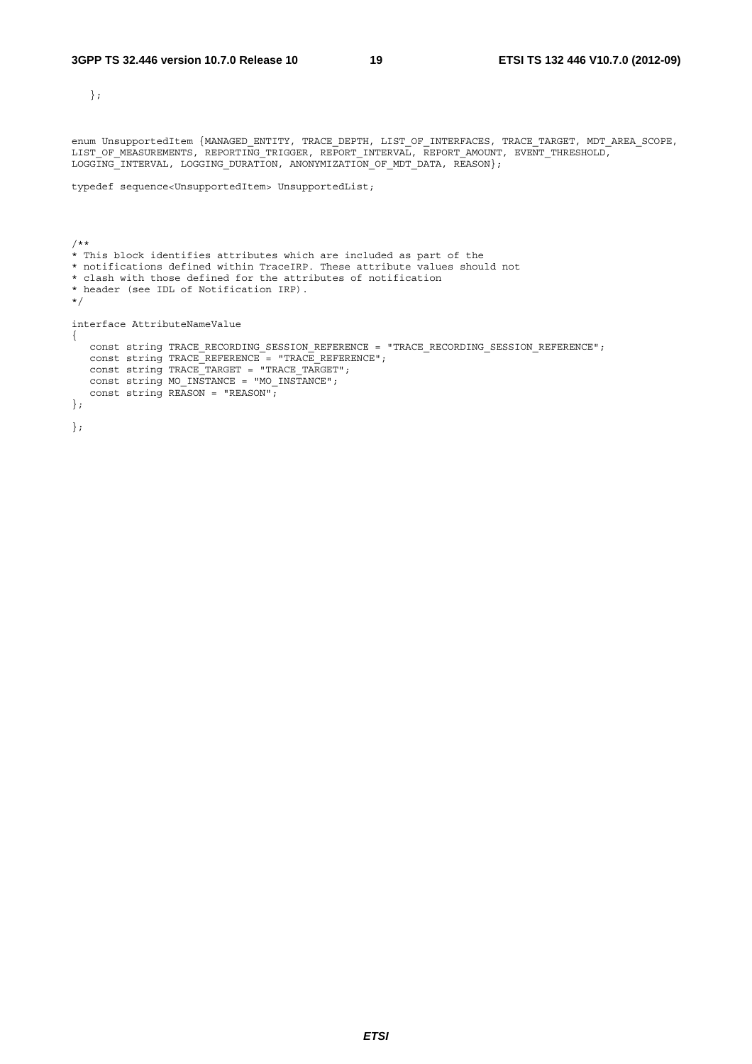```
   };


enum UnsupportedItem {MANAGED_ENTITY, TRACE_DEPTH, LIST_OF_INTERFACES, TRACE_TARGET, MDT_AREA_SCOPE,
LIST_OF_MEASUREMENTS, REPORTING_TRIGGER, REPORT_INTERVAL, REPORT_AMOUNT, EVENT_THRESHOLD,
LOGGING_INTERVAL, LOGGING_DURATION, ANONYMIZATION_OF_MDT_DATA, REASON};

typedef sequence<UnsupportedItem> UnsupportedList;




/**
* This block identifies attributes which are included as part of the
* notifications defined within TraceIRP. These attribute values should not
* clash with those defined for the attributes of notification
* header (see IDL of Notification IRP).
*/

interface AttributeNameValue
{
   const string TRACE_RECORDING_SESSION_REFERENCE = "TRACE_RECORDING_SESSION_REFERENCE";
   const string TRACE_REFERENCE = "TRACE_REFERENCE";
   const string TRACE_TARGET = "TRACE_TARGET";
   const string MO_INSTANCE = "MO_INSTANCE";
   const string REASON = "REASON";
};

};
```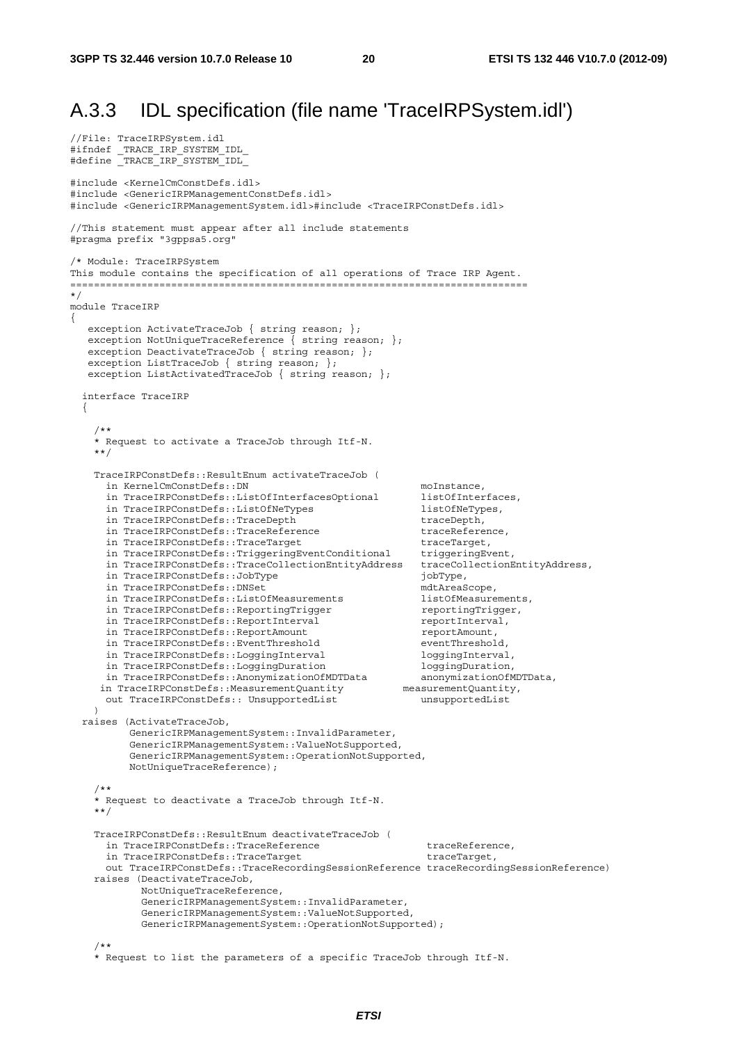# A.3.3 IDL specification (file name 'TraceIRPSystem.idl')

```
//File: TraceIRPSystem.idl
#ifndef _TRACE_IRP_SYSTEM_IDL_
#define _TRACE_IRP_SYSTEM_IDL_

#include <KernelCmConstDefs.idl>
#include <GenericIRPManagementConstDefs.idl>
#include <GenericIRPManagementSystem.idl>#include <TraceIRPConstDefs.idl>

//This statement must appear after all include statements
#pragma prefix "3gppsa5.org"

/* Module: TraceIRPSystem
This module contains the specification of all operations of Trace IRP Agent.
===========================================================================
*/
module TraceIRP
{
   exception ActivateTraceJob { string reason; };
   exception NotUniqueTraceReference { string reason; };
   exception DeactivateTraceJob { string reason; };
   exception ListTraceJob { string reason; };
   exception ListActivatedTraceJob { string reason; };

  interface TraceIRP
  {

    /**
    * Request to activate a TraceJob through Itf-N.
    **/

    TraceIRPConstDefs::ResultEnum activateTraceJob (
      in KernelCmConstDefs::DN                              moInstance,
      in TraceIRPConstDefs::ListOfInterfacesOptional       listOfInterfaces,
      in TraceIRPConstDefs::ListOfNeTypes                  listOfNeTypes,
      in TraceIRPConstDefs::TraceDepth                     traceDepth,
      in TraceIRPConstDefs::TraceReference                 traceReference,
      in TraceIRPConstDefs::TraceTarget                    traceTarget,
      in TraceIRPConstDefs::TriggeringEventConditional     triggeringEvent,
      in TraceIRPConstDefs::TraceCollectionEntityAddress   traceCollectionEntityAddress,
      in TraceIRPConstDefs::JobType                        jobType,
      in TraceIRPConstDefs::DNSet                          mdtAreaScope,
      in TraceIRPConstDefs::ListOfMeasurements             listOfMeasurements,
      in TraceIRPConstDefs::ReportingTrigger               reportingTrigger,
      in TraceIRPConstDefs::ReportInterval                 reportInterval,
      in TraceIRPConstDefs::ReportAmount                   reportAmount,
      in TraceIRPConstDefs::EventThreshold                 eventThreshold,
      in TraceIRPConstDefs::LoggingInterval                loggingInterval,
      in TraceIRPConstDefs::LoggingDuration                loggingDuration,
      in TraceIRPConstDefs::AnonymizationOfMDTData         anonymizationOfMDTData,
     in TraceIRPConstDefs::MeasurementQuantity          measurementQuantity,
      out TraceIRPConstDefs:: UnsupportedList              unsupportedList
    )
  raises (ActivateTraceJob,
         GenericIRPManagementSystem::InvalidParameter,
         GenericIRPManagementSystem::ValueNotSupported,
         GenericIRPManagementSystem::OperationNotSupported,
         NotUniqueTraceReference);

    /**
    * Request to deactivate a TraceJob through Itf-N.
    **/

    TraceIRPConstDefs::ResultEnum deactivateTraceJob (
      in TraceIRPConstDefs::TraceReference                  traceReference,
      in TraceIRPConstDefs::TraceTarget                     traceTarget,
      out TraceIRPConstDefs::TraceRecordingSessionReference traceRecordingSessionReference)
    raises (DeactivateTraceJob,
           NotUniqueTraceReference,
           GenericIRPManagementSystem::InvalidParameter,
           GenericIRPManagementSystem::ValueNotSupported,
           GenericIRPManagementSystem::OperationNotSupported);

    /**
    * Request to list the parameters of a specific TraceJob through Itf-N.
```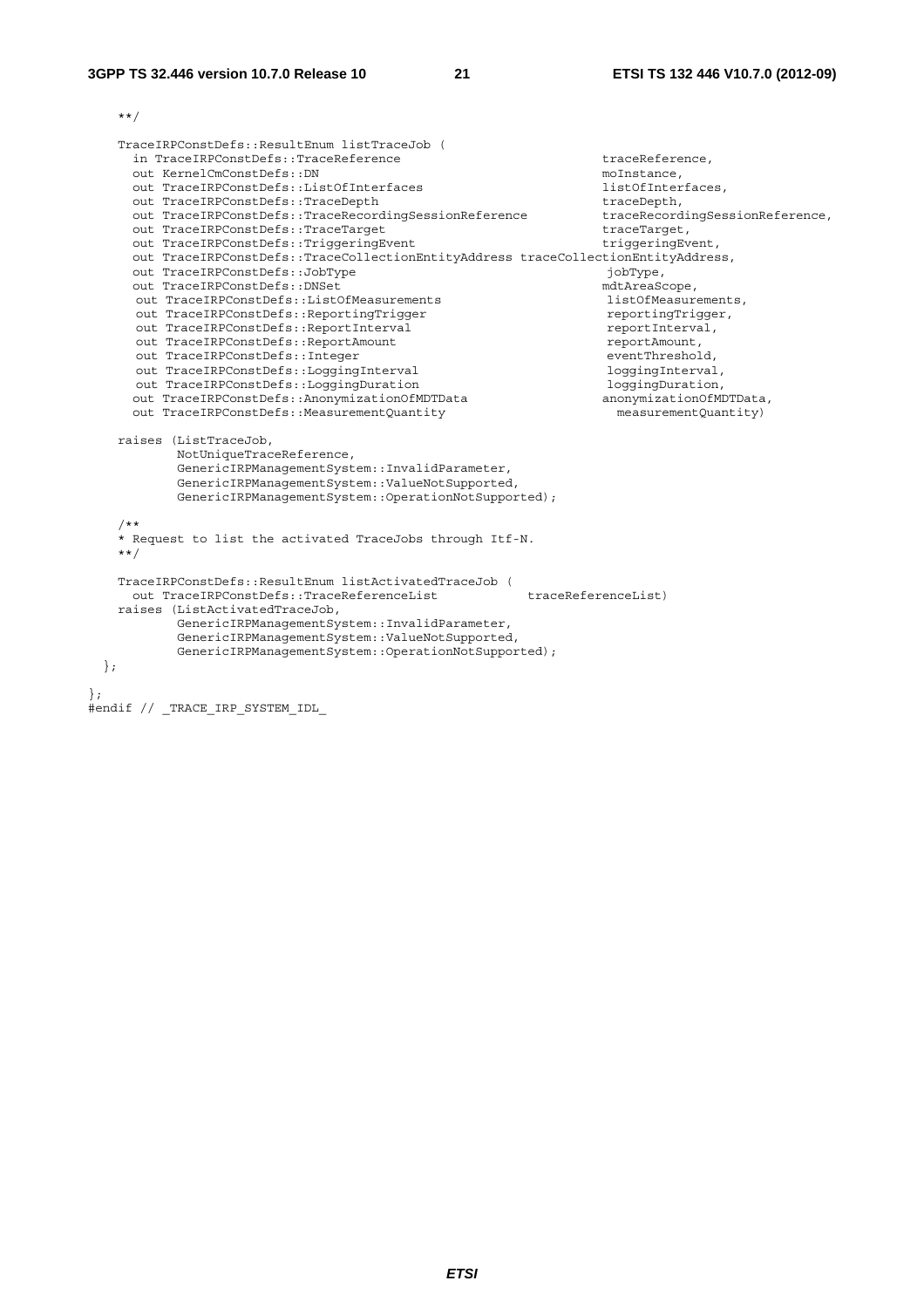```
    **/

    TraceIRPConstDefs::ResultEnum listTraceJob (
      in TraceIRPConstDefs::TraceReference                           traceReference,
      out KernelCmConstDefs::DN                                      moInstance,
      out TraceIRPConstDefs::ListOfInterfaces                        listOfInterfaces,
      out TraceIRPConstDefs::TraceDepth                              traceDepth,
      out TraceIRPConstDefs::TraceRecordingSessionReference          traceRecordingSessionReference,
      out TraceIRPConstDefs::TraceTarget                             traceTarget,
      out TraceIRPConstDefs::TriggeringEvent                         triggeringEvent,
      out TraceIRPConstDefs::TraceCollectionEntityAddress traceCollectionEntityAddress,
      out TraceIRPConstDefs::JobType                                 jobType,
      out TraceIRPConstDefs::DNSet                                   mdtAreaScope,
       out TraceIRPConstDefs::ListOfMeasurements                      listOfMeasurements,
       out TraceIRPConstDefs::ReportingTrigger                        reportingTrigger,
       out TraceIRPConstDefs::ReportInterval                          reportInterval,
       out TraceIRPConstDefs::ReportAmount                            reportAmount,
       out TraceIRPConstDefs::Integer                                 eventThreshold,
       out TraceIRPConstDefs::LoggingInterval                         loggingInterval,
       out TraceIRPConstDefs::LoggingDuration                         loggingDuration,
      out TraceIRPConstDefs::AnonymizationOfMDTData                  anonymizationOfMDTData,
      out TraceIRPConstDefs::MeasurementQuantity                       measurementQuantity)

    raises (ListTraceJob,
            NotUniqueTraceReference,
            GenericIRPManagementSystem::InvalidParameter,
            GenericIRPManagementSystem::ValueNotSupported,
            GenericIRPManagementSystem::OperationNotSupported);

    /**
    * Request to list the activated TraceJobs through Itf-N.
    **/

    TraceIRPConstDefs::ResultEnum listActivatedTraceJob (
      out TraceIRPConstDefs::TraceReferenceList            traceReferenceList)
    raises (ListActivatedTraceJob,
            GenericIRPManagementSystem::InvalidParameter,
            GenericIRPManagementSystem::ValueNotSupported,
            GenericIRPManagementSystem::OperationNotSupported);
  };

};
#endif // _TRACE_IRP_SYSTEM_IDL_
```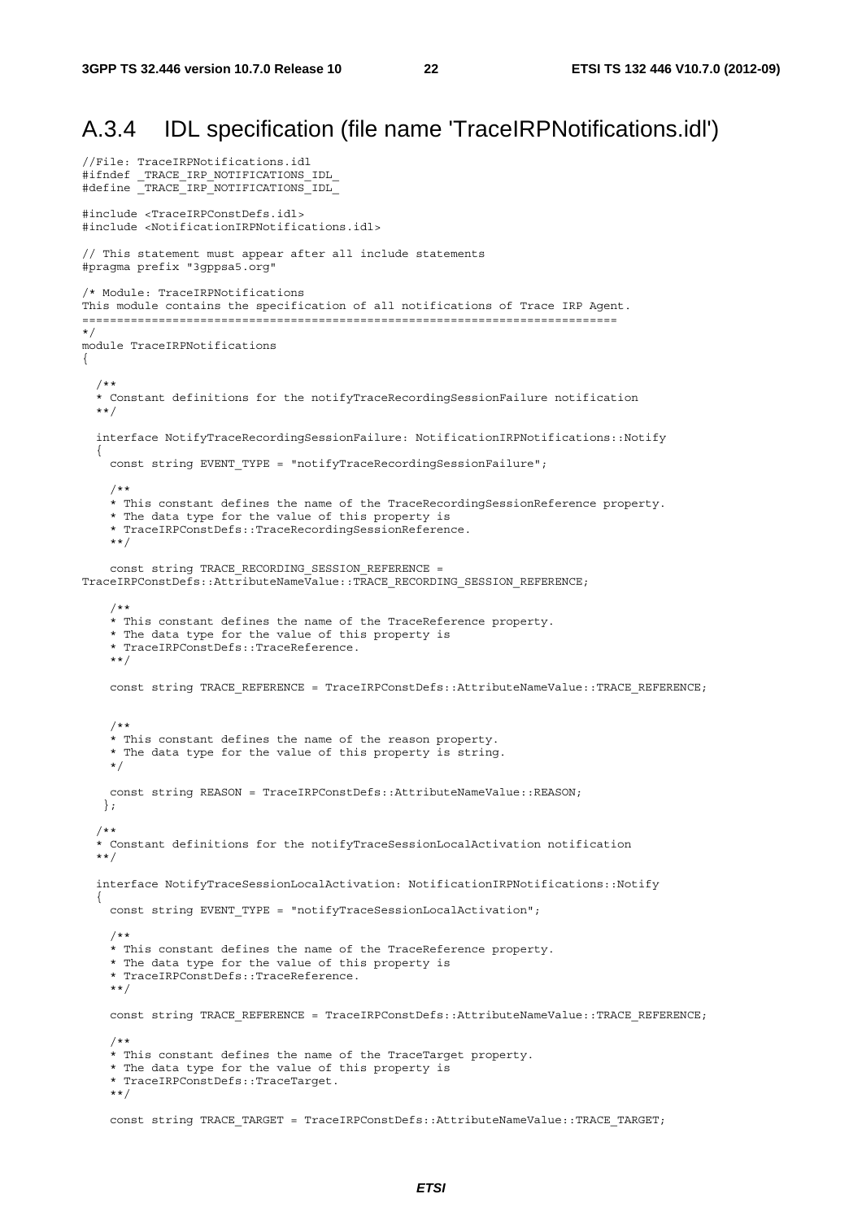## A.3.4 IDL specification (file name 'TraceIRPNotifications.idl')

```
//File: TraceIRPNotifications.idl
#ifndef _TRACE_IRP_NOTIFICATIONS_IDL_
#define _TRACE_IRP_NOTIFICATIONS_IDL_

#include <TraceIRPConstDefs.idl>
#include <NotificationIRPNotifications.idl>

// This statement must appear after all include statements
#pragma prefix "3gppsa5.org"

/* Module: TraceIRPNotifications
This module contains the specification of all notifications of Trace IRP Agent.
===========================================================================
*/
module TraceIRPNotifications
{

  /**
  * Constant definitions for the notifyTraceRecordingSessionFailure notification
  **/

  interface NotifyTraceRecordingSessionFailure: NotificationIRPNotifications::Notify
  {
    const string EVENT_TYPE = "notifyTraceRecordingSessionFailure";

    /**
    * This constant defines the name of the TraceRecordingSessionReference property.
    * The data type for the value of this property is
    * TraceIRPConstDefs::TraceRecordingSessionReference.
    **/

    const string TRACE_RECORDING_SESSION_REFERENCE =
TraceIRPConstDefs::AttributeNameValue::TRACE_RECORDING_SESSION_REFERENCE;

    /**
    * This constant defines the name of the TraceReference property.
    * The data type for the value of this property is
    * TraceIRPConstDefs::TraceReference.
    **/

    const string TRACE_REFERENCE = TraceIRPConstDefs::AttributeNameValue::TRACE_REFERENCE;


    /**
    * This constant defines the name of the reason property.
    * The data type for the value of this property is string.
    */

    const string REASON = TraceIRPConstDefs::AttributeNameValue::REASON;
   };

  /**
  * Constant definitions for the notifyTraceSessionLocalActivation notification
  **/

  interface NotifyTraceSessionLocalActivation: NotificationIRPNotifications::Notify
  {
    const string EVENT_TYPE = "notifyTraceSessionLocalActivation";

    /**
    * This constant defines the name of the TraceReference property.
    * The data type for the value of this property is
    * TraceIRPConstDefs::TraceReference.
    **/

    const string TRACE_REFERENCE = TraceIRPConstDefs::AttributeNameValue::TRACE_REFERENCE;

    /**
    * This constant defines the name of the TraceTarget property.
    * The data type for the value of this property is
    * TraceIRPConstDefs::TraceTarget.
    **/

    const string TRACE_TARGET = TraceIRPConstDefs::AttributeNameValue::TRACE_TARGET;
```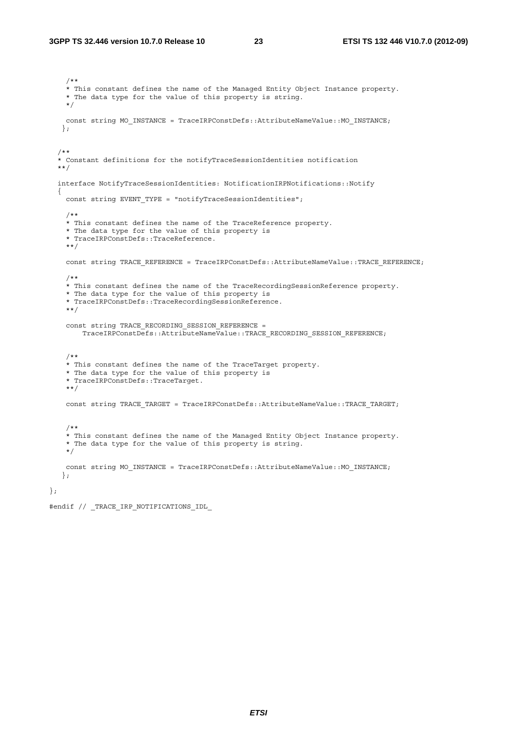```
    /**
    * This constant defines the name of the Managed Entity Object Instance property.
    * The data type for the value of this property is string.
    */

    const string MO_INSTANCE = TraceIRPConstDefs::AttributeNameValue::MO_INSTANCE;
   };


  /**
  * Constant definitions for the notifyTraceSessionIdentities notification
  **/

  interface NotifyTraceSessionIdentities: NotificationIRPNotifications::Notify
  {
    const string EVENT_TYPE = "notifyTraceSessionIdentities";

    /**
    * This constant defines the name of the TraceReference property.
    * The data type for the value of this property is
    * TraceIRPConstDefs::TraceReference.
    **/

    const string TRACE_REFERENCE = TraceIRPConstDefs::AttributeNameValue::TRACE_REFERENCE;

    /**
    * This constant defines the name of the TraceRecordingSessionReference property.
    * The data type for the value of this property is
    * TraceIRPConstDefs::TraceRecordingSessionReference.
    **/

    const string TRACE_RECORDING_SESSION_REFERENCE =
        TraceIRPConstDefs::AttributeNameValue::TRACE_RECORDING_SESSION_REFERENCE;


    /**
    * This constant defines the name of the TraceTarget property.
    * The data type for the value of this property is
    * TraceIRPConstDefs::TraceTarget.
    **/

    const string TRACE_TARGET = TraceIRPConstDefs::AttributeNameValue::TRACE_TARGET;


    /**
    * This constant defines the name of the Managed Entity Object Instance property.
    * The data type for the value of this property is string.
    */

    const string MO_INSTANCE = TraceIRPConstDefs::AttributeNameValue::MO_INSTANCE;
   };

};

#endif // _TRACE_IRP_NOTIFICATIONS_IDL_
```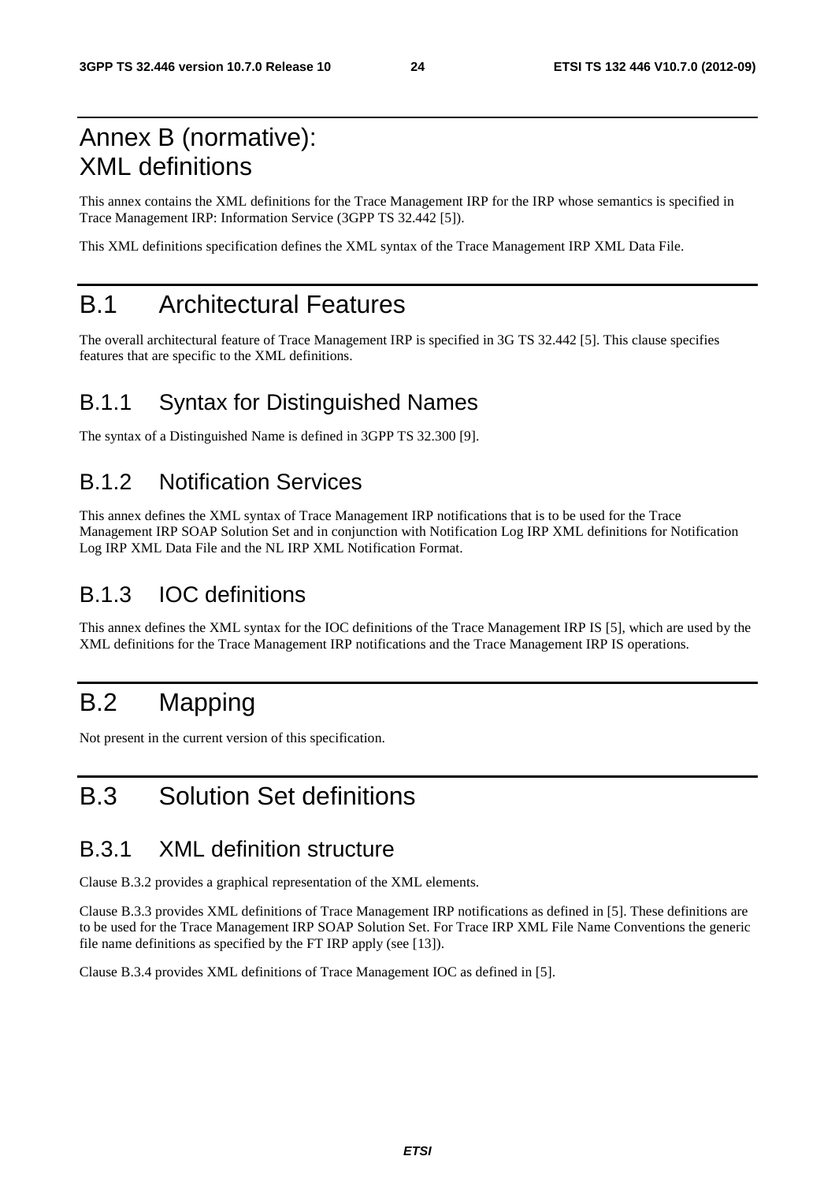# Annex B (normative): XML definitions

This annex contains the XML definitions for the Trace Management IRP for the IRP whose semantics is specified in Trace Management IRP: Information Service (3GPP TS 32.442 [5]).

This XML definitions specification defines the XML syntax of the Trace Management IRP XML Data File.

# B.1 Architectural Features

The overall architectural feature of Trace Management IRP is specified in 3G TS 32.442 [5]. This clause specifies features that are specific to the XML definitions.

## B.1.1 Syntax for Distinguished Names

The syntax of a Distinguished Name is defined in 3GPP TS 32.300 [9].

## B.1.2 Notification Services

This annex defines the XML syntax of Trace Management IRP notifications that is to be used for the Trace Management IRP SOAP Solution Set and in conjunction with Notification Log IRP XML definitions for Notification Log IRP XML Data File and the NL IRP XML Notification Format.

## B.1.3 IOC definitions

This annex defines the XML syntax for the IOC definitions of the Trace Management IRP IS [5], which are used by the XML definitions for the Trace Management IRP notifications and the Trace Management IRP IS operations.

# B.2 Mapping

Not present in the current version of this specification.

# B.3 Solution Set definitions

## B.3.1 XML definition structure

Clause B.3.2 provides a graphical representation of the XML elements.

Clause B.3.3 provides XML definitions of Trace Management IRP notifications as defined in [5]. These definitions are to be used for the Trace Management IRP SOAP Solution Set. For Trace IRP XML File Name Conventions the generic file name definitions as specified by the FT IRP apply (see [13]).

Clause B.3.4 provides XML definitions of Trace Management IOC as defined in [5].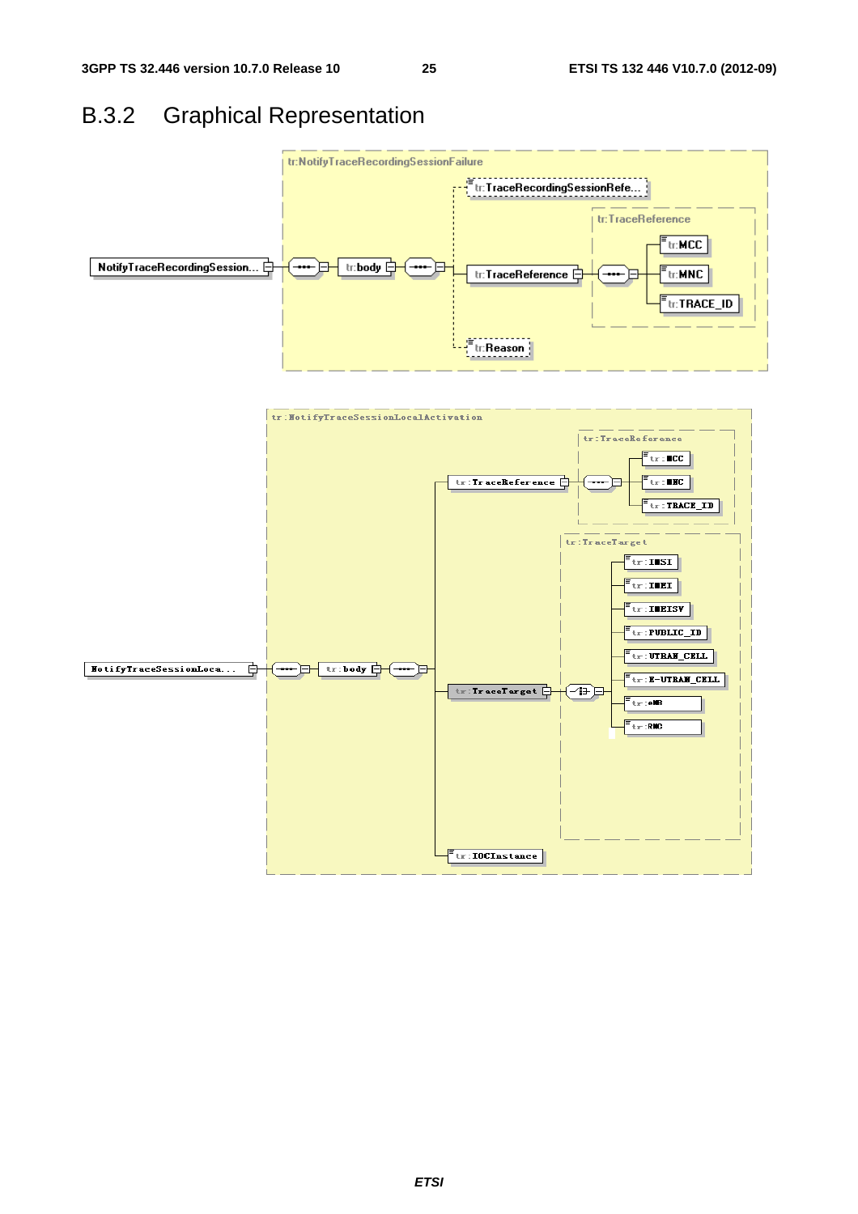### B.3.2 Graphical Representation

tr:NotifyTraceRecordingSessionFailure

NotifyTraceRecordingSession... — tr:body — tr:TraceRecordingSessionRefe... / tr:TraceReference (tr:MCC, tr:MNC, tr:TRACE_ID) / tr:Reason

tr:NotifyTraceSessionLocalActivation

NotifyTraceSessionLoca... — tr:body — tr:TraceReference (tr:MCC, tr:MNC, tr:TRACE_ID) / tr:TraceTarget (tr:IMSI, tr:IMEI, tr:IMEISV, tr:PUBLIC_ID, tr:UTRAN_CELL, tr:E-UTRAN_CELL, tr:eNB, tr:RNC) / tr:IOCInstance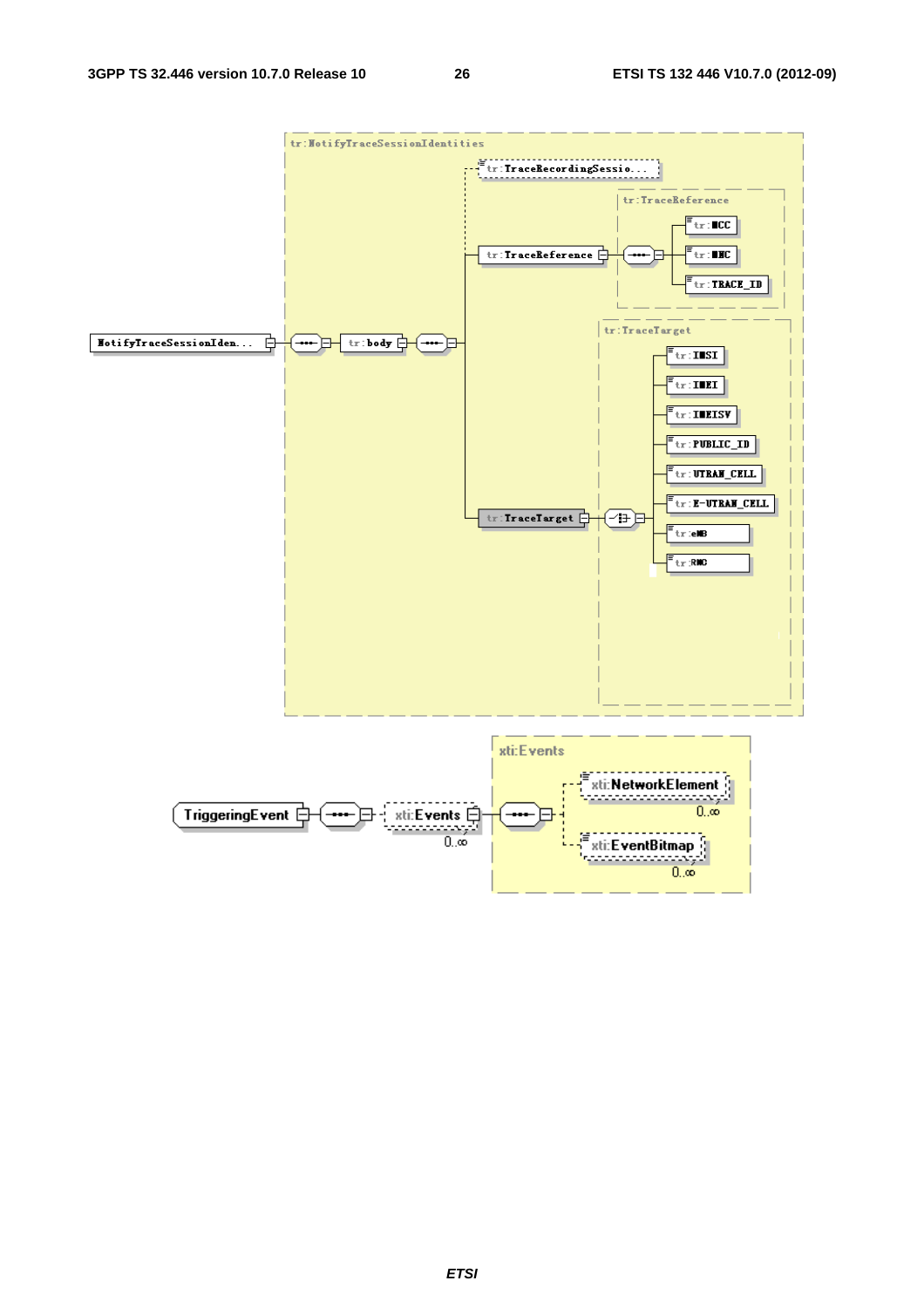tr:NotifyTraceSessionIdentities

NotifyTraceSessionIden...

tr:body

tr:TraceRecordingSessio...

tr:TraceReference

- tr:MCC
- tr:MNC
- tr:TRACE_ID

tr:TraceTarget

- tr:IMSI
- tr:IMEI
- tr:IMEISV
- tr:PUBLIC_ID
- tr:UTRAN_CELL
- tr:E-UTRAN_CELL
- tr:eNB
- tr:RNC

xti:Events

TriggeringEvent

xti:Events 0..∞

- xti:NetworkElement 0..∞
- xti:EventBitmap 0..∞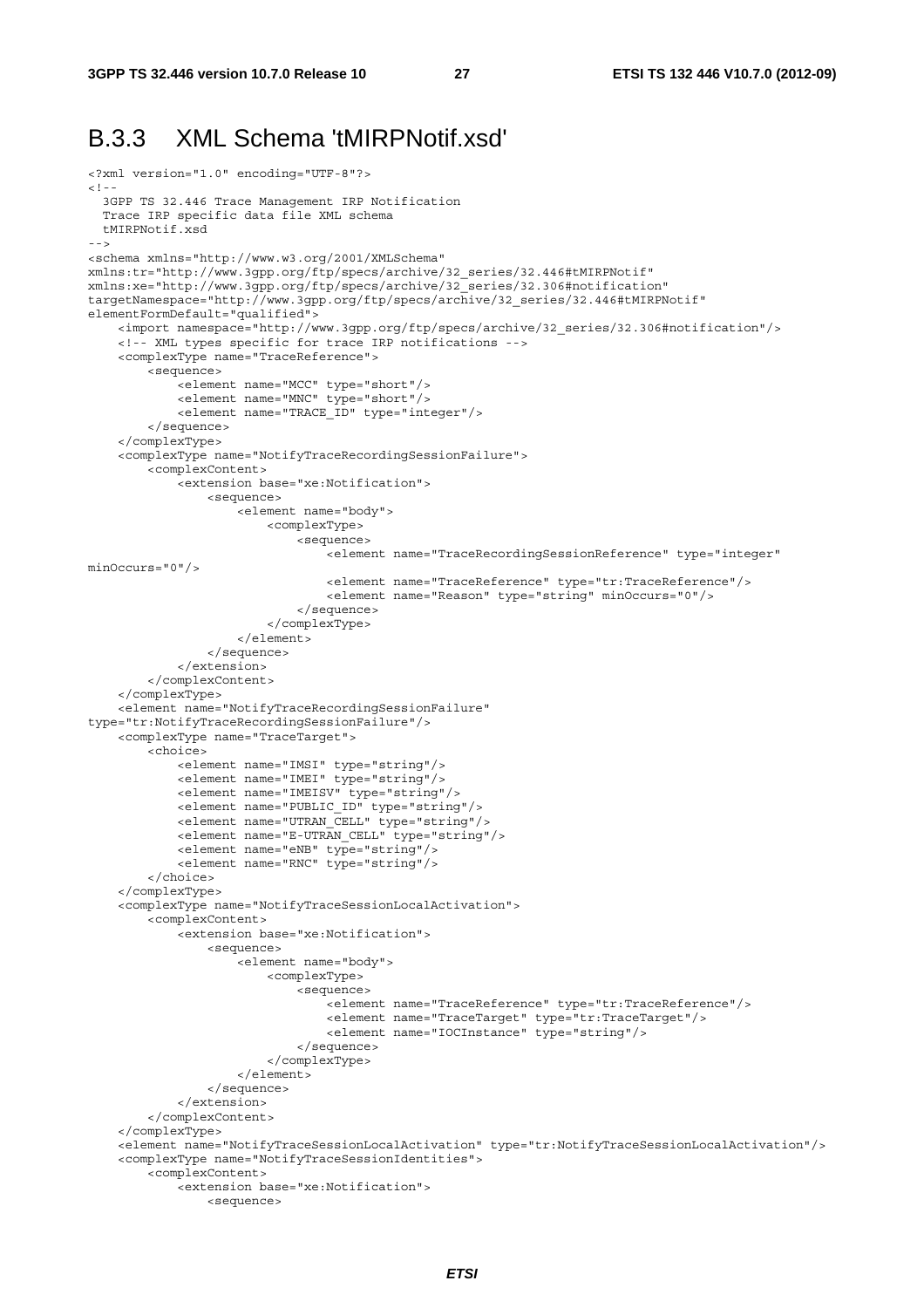### B.3.3 XML Schema 'tMIRPNotif.xsd'

```
<?xml version="1.0" encoding="UTF-8"?>
<!--
  3GPP TS 32.446 Trace Management IRP Notification
  Trace IRP specific data file XML schema
  tMIRPNotif.xsd
-->
<schema xmlns="http://www.w3.org/2001/XMLSchema"
xmlns:tr="http://www.3gpp.org/ftp/specs/archive/32_series/32.446#tMIRPNotif"
xmlns:xe="http://www.3gpp.org/ftp/specs/archive/32_series/32.306#notification"
targetNamespace="http://www.3gpp.org/ftp/specs/archive/32_series/32.446#tMIRPNotif"
elementFormDefault="qualified">
    <import namespace="http://www.3gpp.org/ftp/specs/archive/32_series/32.306#notification"/>
    <!-- XML types specific for trace IRP notifications -->
    <complexType name="TraceReference">
        <sequence>
            <element name="MCC" type="short"/>
            <element name="MNC" type="short"/>
            <element name="TRACE_ID" type="integer"/>
        </sequence>
    </complexType>
    <complexType name="NotifyTraceRecordingSessionFailure">
        <complexContent>
            <extension base="xe:Notification">
                <sequence>
                    <element name="body">
                        <complexType>
                            <sequence>
                                <element name="TraceRecordingSessionReference" type="integer"
minOccurs="0"/>
                                <element name="TraceReference" type="tr:TraceReference"/>
                                <element name="Reason" type="string" minOccurs="0"/>
                            </sequence>
                        </complexType>
                    </element>
                </sequence>
            </extension>
        </complexContent>
    </complexType>
    <element name="NotifyTraceRecordingSessionFailure"
type="tr:NotifyTraceRecordingSessionFailure"/>
    <complexType name="TraceTarget">
        <choice>
            <element name="IMSI" type="string"/>
            <element name="IMEI" type="string"/>
            <element name="IMEISV" type="string"/>
            <element name="PUBLIC_ID" type="string"/>
            <element name="UTRAN_CELL" type="string"/>
            <element name="E-UTRAN_CELL" type="string"/>
            <element name="eNB" type="string"/>
            <element name="RNC" type="string"/>
        </choice>
    </complexType>
    <complexType name="NotifyTraceSessionLocalActivation">
        <complexContent>
            <extension base="xe:Notification">
                <sequence>
                    <element name="body">
                        <complexType>
                            <sequence>
                                <element name="TraceReference" type="tr:TraceReference"/>
                                <element name="TraceTarget" type="tr:TraceTarget"/>
                                <element name="IOCInstance" type="string"/>
                            </sequence>
                        </complexType>
                    </element>
                </sequence>
            </extension>
        </complexContent>
    </complexType>
    <element name="NotifyTraceSessionLocalActivation" type="tr:NotifyTraceSessionLocalActivation"/>
    <complexType name="NotifyTraceSessionIdentities">
        <complexContent>
            <extension base="xe:Notification">
                <sequence>
```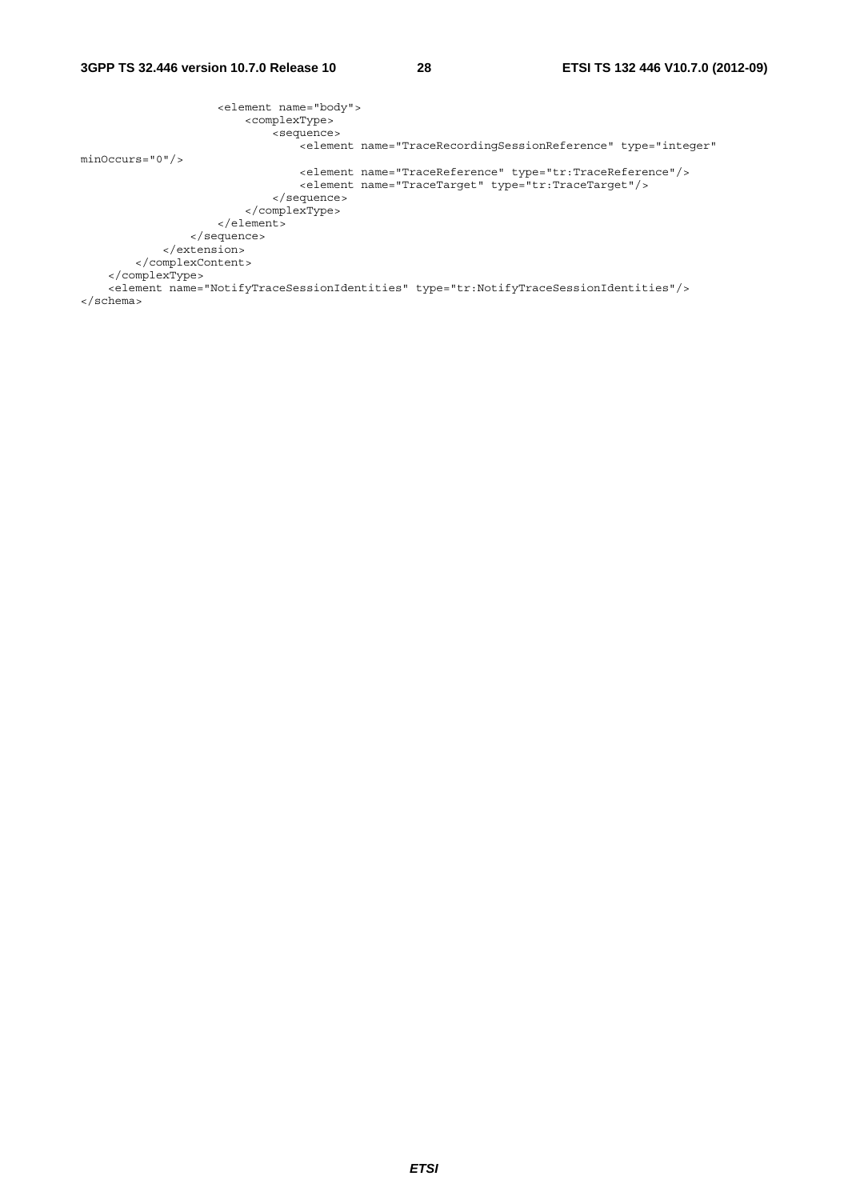```
                    <element name="body">
                        <complexType>
                            <sequence>
                                <element name="TraceRecordingSessionReference" type="integer"
minOccurs="0"/>
                                <element name="TraceReference" type="tr:TraceReference"/>
                                <element name="TraceTarget" type="tr:TraceTarget"/>
                            </sequence>
                        </complexType>
                    </element>
                </sequence>
            </extension>
        </complexContent>
    </complexType>
    <element name="NotifyTraceSessionIdentities" type="tr:NotifyTraceSessionIdentities"/>
</schema>
```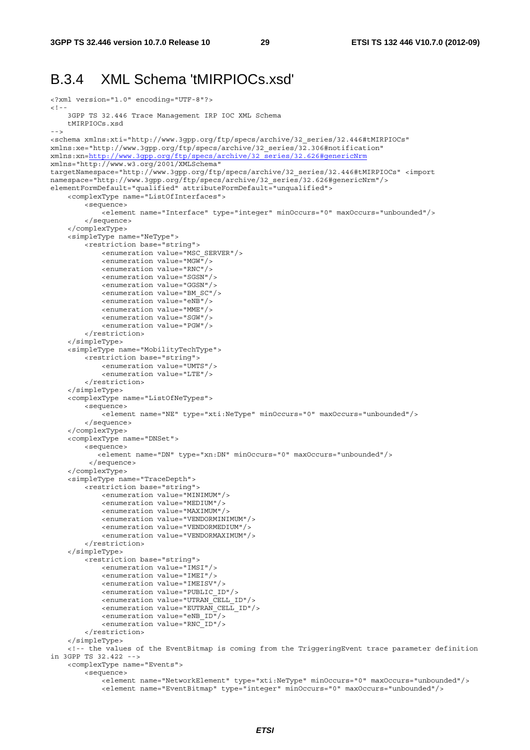## B.3.4 XML Schema 'tMIRPIOCs.xsd'

```
<?xml version="1.0" encoding="UTF-8"?>
<!--
    3GPP TS 32.446 Trace Management IRP IOC XML Schema
    tMIRPIOCs.xsd
-->
<schema xmlns:xti="http://www.3gpp.org/ftp/specs/archive/32_series/32.446#tMIRPIOCs"
xmlns:xe="http://www.3gpp.org/ftp/specs/archive/32_series/32.306#notification"
xmlns:xn=http://www.3gpp.org/ftp/specs/archive/32_series/32.626#genericNrm
xmlns="http://www.w3.org/2001/XMLSchema"
targetNamespace="http://www.3gpp.org/ftp/specs/archive/32_series/32.446#tMIRPIOCs" <import
namespace="http://www.3gpp.org/ftp/specs/archive/32_series/32.626#genericNrm"/>
elementFormDefault="qualified" attributeFormDefault="unqualified">
    <complexType name="ListOfInterfaces">
        <sequence>
            <element name="Interface" type="integer" minOccurs="0" maxOccurs="unbounded"/>
        </sequence>
    </complexType>
    <simpleType name="NeType">
        <restriction base="string">
            <enumeration value="MSC_SERVER"/>
            <enumeration value="MGW"/>
            <enumeration value="RNC"/>
            <enumeration value="SGSN"/>
            <enumeration value="GGSN"/>
            <enumeration value="BM_SC"/>
            <enumeration value="eNB"/>
            <enumeration value="MME"/>
            <enumeration value="SGW"/>
            <enumeration value="PGW"/>
        </restriction>
    </simpleType>
    <simpleType name="MobilityTechType">
        <restriction base="string">
            <enumeration value="UMTS"/>
            <enumeration value="LTE"/>
        </restriction>
    </simpleType>
    <complexType name="ListOfNeTypes">
        <sequence>
            <element name="NE" type="xti:NeType" minOccurs="0" maxOccurs="unbounded"/>
        </sequence>
    </complexType>
    <complexType name="DNSet">
        <sequence>
           <element name="DN" type="xn:DN" minOccurs="0" maxOccurs="unbounded"/>
         </sequence>
    </complexType>
    <simpleType name="TraceDepth">
        <restriction base="string">
            <enumeration value="MINIMUM"/>
            <enumeration value="MEDIUM"/>
            <enumeration value="MAXIMUM"/>
            <enumeration value="VENDORMINIMUM"/>
            <enumeration value="VENDORMEDIUM"/>
            <enumeration value="VENDORMAXIMUM"/>
        </restriction>
    </simpleType>
        <restriction base="string">
            <enumeration value="IMSI"/>
            <enumeration value="IMEI"/>
            <enumeration value="IMEISV"/>
            <enumeration value="PUBLIC_ID"/>
            <enumeration value="UTRAN_CELL_ID"/>
            <enumeration value="EUTRAN_CELL_ID"/>
            <enumeration value="eNB_ID"/>
            <enumeration value="RNC_ID"/>
        </restriction>
    </simpleType>
    <!-- the values of the EventBitmap is coming from the TriggeringEvent trace parameter definition
in 3GPP TS 32.422 -->
    <complexType name="Events">
        <sequence>
            <element name="NetworkElement" type="xti:NeType" minOccurs="0" maxOccurs="unbounded"/>
            <element name="EventBitmap" type="integer" minOccurs="0" maxOccurs="unbounded"/>
```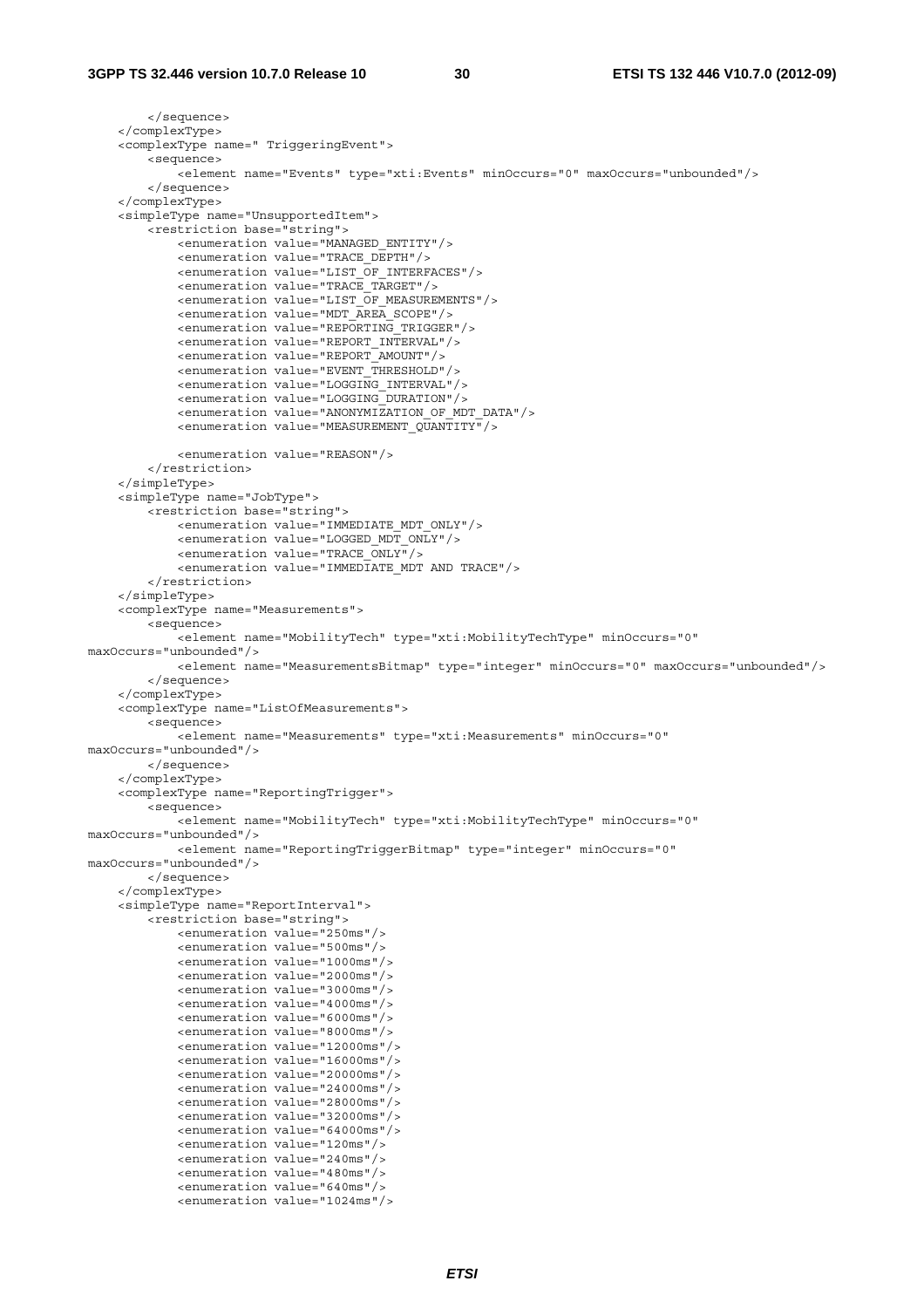```
        </sequence>
    </complexType>
    <complexType name=" TriggeringEvent">
        <sequence>
            <element name="Events" type="xti:Events" minOccurs="0" maxOccurs="unbounded"/>
        </sequence>
    </complexType>
    <simpleType name="UnsupportedItem">
        <restriction base="string">
            <enumeration value="MANAGED_ENTITY"/>
            <enumeration value="TRACE_DEPTH"/>
            <enumeration value="LIST_OF_INTERFACES"/>
            <enumeration value="TRACE_TARGET"/>
            <enumeration value="LIST_OF_MEASUREMENTS"/>
            <enumeration value="MDT_AREA_SCOPE"/>
            <enumeration value="REPORTING_TRIGGER"/>
            <enumeration value="REPORT_INTERVAL"/>
            <enumeration value="REPORT_AMOUNT"/>
            <enumeration value="EVENT_THRESHOLD"/>
            <enumeration value="LOGGING_INTERVAL"/>
            <enumeration value="LOGGING_DURATION"/>
            <enumeration value="ANONYMIZATION_OF_MDT_DATA"/>
            <enumeration value="MEASUREMENT_QUANTITY"/>

            <enumeration value="REASON"/>
        </restriction>
    </simpleType>
    <simpleType name="JobType">
        <restriction base="string">
            <enumeration value="IMMEDIATE_MDT_ONLY"/>
            <enumeration value="LOGGED_MDT_ONLY"/>
            <enumeration value="TRACE_ONLY"/>
            <enumeration value="IMMEDIATE_MDT AND TRACE"/>
        </restriction>
    </simpleType>
    <complexType name="Measurements">
        <sequence>
            <element name="MobilityTech" type="xti:MobilityTechType" minOccurs="0"
maxOccurs="unbounded"/>
            <element name="MeasurementsBitmap" type="integer" minOccurs="0" maxOccurs="unbounded"/>
        </sequence>
    </complexType>
    <complexType name="ListOfMeasurements">
        <sequence>
            <element name="Measurements" type="xti:Measurements" minOccurs="0"
maxOccurs="unbounded"/>
        </sequence>
    </complexType>
    <complexType name="ReportingTrigger">
        <sequence>
            <element name="MobilityTech" type="xti:MobilityTechType" minOccurs="0"
maxOccurs="unbounded"/>
            <element name="ReportingTriggerBitmap" type="integer" minOccurs="0"
maxOccurs="unbounded"/>
        </sequence>
    </complexType>
    <simpleType name="ReportInterval">
        <restriction base="string">
            <enumeration value="250ms"/>
            <enumeration value="500ms"/>
            <enumeration value="1000ms"/>
            <enumeration value="2000ms"/>
            <enumeration value="3000ms"/>
            <enumeration value="4000ms"/>
            <enumeration value="6000ms"/>
            <enumeration value="8000ms"/>
            <enumeration value="12000ms"/>
            <enumeration value="16000ms"/>
            <enumeration value="20000ms"/>
            <enumeration value="24000ms"/>
            <enumeration value="28000ms"/>
            <enumeration value="32000ms"/>
            <enumeration value="64000ms"/>
            <enumeration value="120ms"/>
            <enumeration value="240ms"/>
            <enumeration value="480ms"/>
            <enumeration value="640ms"/>
            <enumeration value="1024ms"/>
```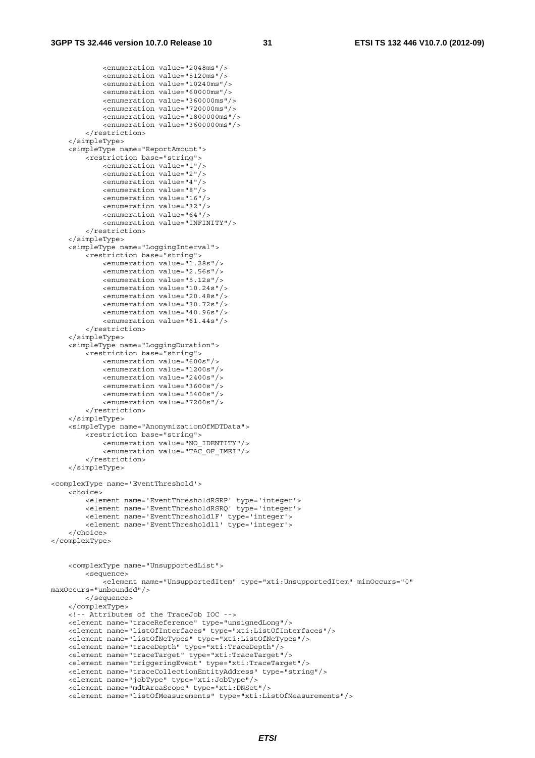```
            <enumeration value="2048ms"/>
            <enumeration value="5120ms"/>
            <enumeration value="10240ms"/>
            <enumeration value="60000ms"/>
            <enumeration value="360000ms"/>
            <enumeration value="720000ms"/>
            <enumeration value="1800000ms"/>
            <enumeration value="3600000ms"/>
        </restriction>
    </simpleType>
    <simpleType name="ReportAmount">
        <restriction base="string">
            <enumeration value="1"/>
            <enumeration value="2"/>
            <enumeration value="4"/>
            <enumeration value="8"/>
            <enumeration value="16"/>
            <enumeration value="32"/>
            <enumeration value="64"/>
            <enumeration value="INFINITY"/>
        </restriction>
    </simpleType>
    <simpleType name="LoggingInterval">
        <restriction base="string">
            <enumeration value="1.28s"/>
            <enumeration value="2.56s"/>
            <enumeration value="5.12s"/>
            <enumeration value="10.24s"/>
            <enumeration value="20.48s"/>
            <enumeration value="30.72s"/>
            <enumeration value="40.96s"/>
            <enumeration value="61.44s"/>
        </restriction>
    </simpleType>
    <simpleType name="LoggingDuration">
        <restriction base="string">
            <enumeration value="600s"/>
            <enumeration value="1200s"/>
            <enumeration value="2400s"/>
            <enumeration value="3600s"/>
            <enumeration value="5400s"/>
            <enumeration value="7200s"/>
        </restriction>
    </simpleType>
    <simpleType name="AnonymizationOfMDTData">
        <restriction base="string">
            <enumeration value="NO_IDENTITY"/>
            <enumeration value="TAC_OF_IMEI"/>
        </restriction>
    </simpleType>

<complexType name='EventThreshold'>
    <choice>
        <element name='EventThresholdRSRP' type='integer'>
        <element name='EventThresholdRSRQ' type='integer'>
        <element name='EventThreshold1F' type='integer'>
        <element name='EventThreshold1l' type='integer'>
    </choice>
</complexType>


    <complexType name="UnsupportedList">
        <sequence>
            <element name="UnsupportedItem" type="xti:UnsupportedItem" minOccurs="0"
maxOccurs="unbounded"/>
        </sequence>
    </complexType>
    <!-- Attributes of the TraceJob IOC -->
    <element name="traceReference" type="unsignedLong"/>
    <element name="listOfInterfaces" type="xti:ListOfInterfaces"/>
    <element name="listOfNeTypes" type="xti:ListOfNeTypes"/>
    <element name="traceDepth" type="xti:TraceDepth"/>
    <element name="traceTarget" type="xti:TraceTarget"/>
    <element name="triggeringEvent" type="xti:TraceTarget"/>
    <element name="traceCollectionEntityAddress" type="string"/>
    <element name="jobType" type="xti:JobType"/>
    <element name="mdtAreaScope" type="xti:DNSet"/>
    <element name="listOfMeasurements" type="xti:ListOfMeasurements"/>
```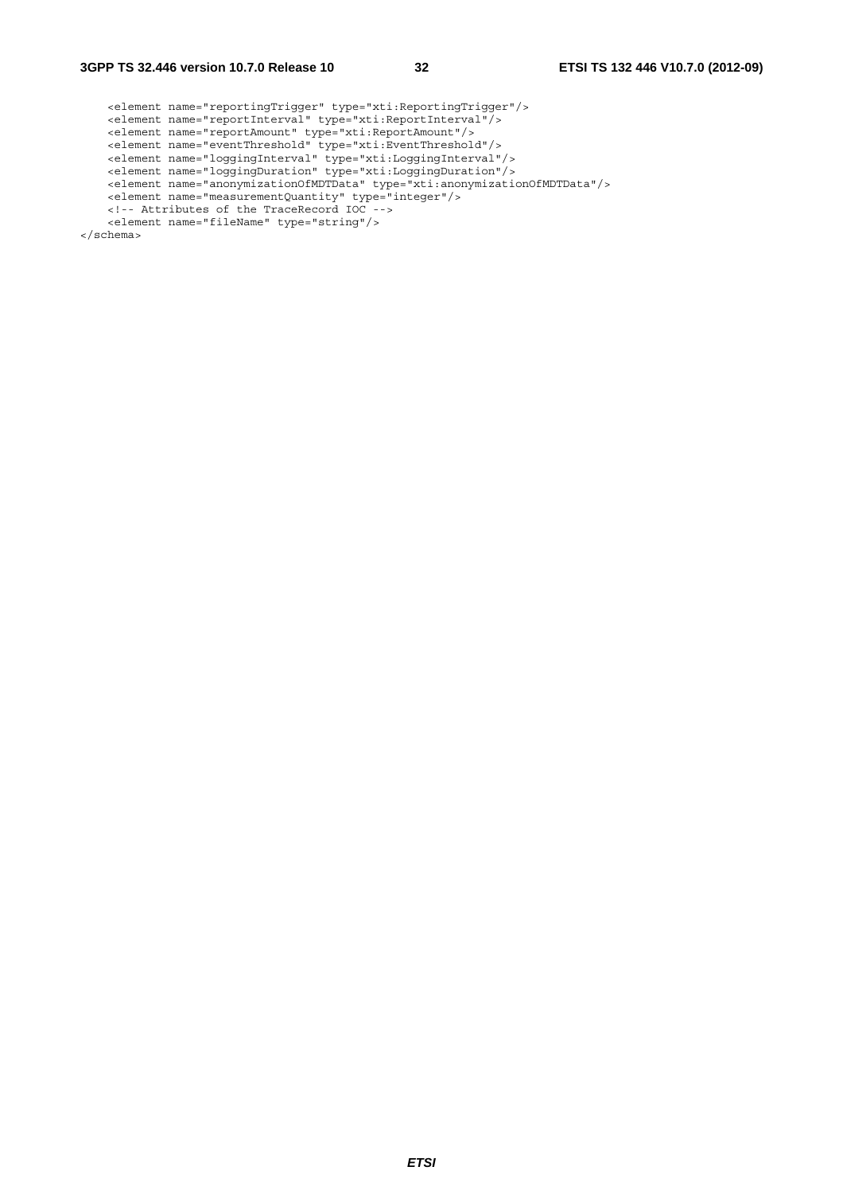```
    <element name="reportingTrigger" type="xti:ReportingTrigger"/>
    <element name="reportInterval" type="xti:ReportInterval"/>
    <element name="reportAmount" type="xti:ReportAmount"/>
    <element name="eventThreshold" type="xti:EventThreshold"/>
    <element name="loggingInterval" type="xti:LoggingInterval"/>
    <element name="loggingDuration" type="xti:LoggingDuration"/>
    <element name="anonymizationOfMDTData" type="xti:anonymizationOfMDTData"/>
    <element name="measurementQuantity" type="integer"/>
    <!-- Attributes of the TraceRecord IOC -->
    <element name="fileName" type="string"/>
</schema>
```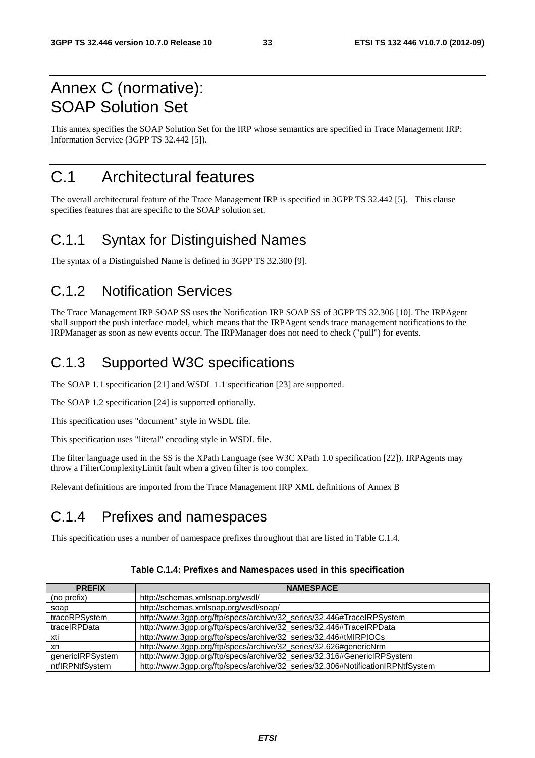# Annex C (normative): SOAP Solution Set

This annex specifies the SOAP Solution Set for the IRP whose semantics are specified in Trace Management IRP: Information Service (3GPP TS 32.442 [5]).

# C.1 Architectural features

The overall architectural feature of the Trace Management IRP is specified in 3GPP TS 32.442 [5]. This clause specifies features that are specific to the SOAP solution set.

## C.1.1 Syntax for Distinguished Names

The syntax of a Distinguished Name is defined in 3GPP TS 32.300 [9].

## C.1.2 Notification Services

The Trace Management IRP SOAP SS uses the Notification IRP SOAP SS of 3GPP TS 32.306 [10]. The IRPAgent shall support the push interface model, which means that the IRPAgent sends trace management notifications to the IRPManager as soon as new events occur. The IRPManager does not need to check ("pull") for events.

## C.1.3 Supported W3C specifications

The SOAP 1.1 specification [21] and WSDL 1.1 specification [23] are supported.

The SOAP 1.2 specification [24] is supported optionally.

This specification uses "document" style in WSDL file.

This specification uses "literal" encoding style in WSDL file.

The filter language used in the SS is the XPath Language (see W3C XPath 1.0 specification [22]). IRPAgents may throw a FilterComplexityLimit fault when a given filter is too complex.

Relevant definitions are imported from the Trace Management IRP XML definitions of Annex B

## C.1.4 Prefixes and namespaces

This specification uses a number of namespace prefixes throughout that are listed in Table C.1.4.

**Table C.1.4: Prefixes and Namespaces used in this specification**

| PREFIX | NAMESPACE |
|---|---|
| (no prefix) | http://schemas.xmlsoap.org/wsdl/ |
| soap | http://schemas.xmlsoap.org/wsdl/soap/ |
| traceRPSystem | http://www.3gpp.org/ftp/specs/archive/32_series/32.446#TraceIRPSystem |
| traceIRPData | http://www.3gpp.org/ftp/specs/archive/32_series/32.446#TraceIRPData |
| xti | http://www.3gpp.org/ftp/specs/archive/32_series/32.446#tMIRPIOCs |
| xn | http://www.3gpp.org/ftp/specs/archive/32_series/32.626#genericNrm |
| genericIRPSystem | http://www.3gpp.org/ftp/specs/archive/32_series/32.316#GenericIRPSystem |
| ntfIRPNtfSystem | http://www.3gpp.org/ftp/specs/archive/32_series/32.306#NotificationIRPNtfSystem |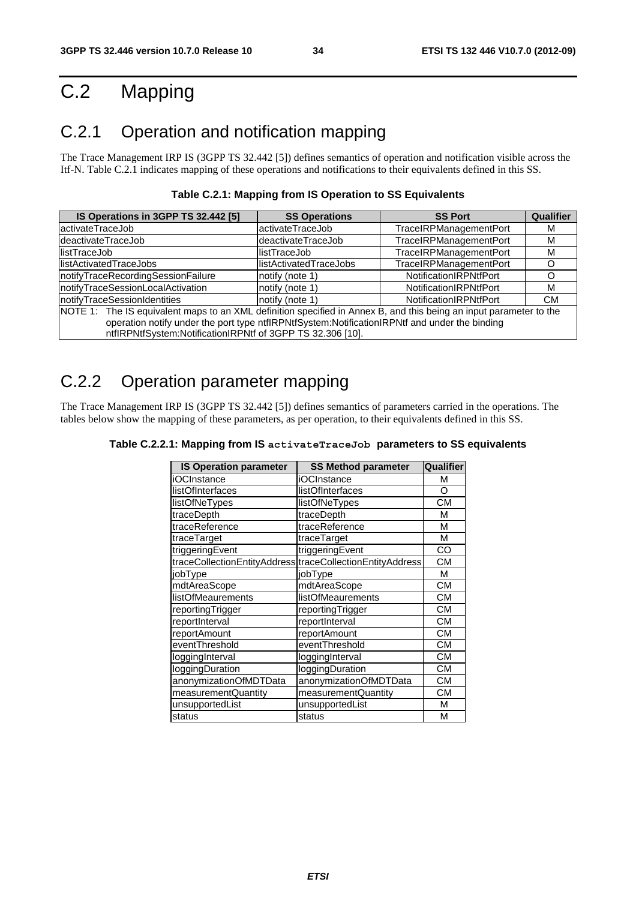# C.2 Mapping

## C.2.1 Operation and notification mapping

The Trace Management IRP IS (3GPP TS 32.442 [5]) defines semantics of operation and notification visible across the Itf-N. Table C.2.1 indicates mapping of these operations and notifications to their equivalents defined in this SS.

**Table C.2.1: Mapping from IS Operation to SS Equivalents**

| IS Operations in 3GPP TS 32.442 [5] | SS Operations | SS Port | Qualifier |
|---|---|---|---|
| activateTraceJob | activateTraceJob | TraceIRPManagementPort | M |
| deactivateTraceJob | deactivateTraceJob | TraceIRPManagementPort | M |
| listTraceJob | listTraceJob | TraceIRPManagementPort | M |
| listActivatedTraceJobs | listActivatedTraceJobs | TraceIRPManagementPort | O |
| notifyTraceRecordingSessionFailure | notify (note 1) | NotificationIRPNtfPort | O |
| notifyTraceSessionLocalActivation | notify (note 1) | NotificationIRPNtfPort | M |
| notifyTraceSessionIdentities | notify (note 1) | NotificationIRPNtfPort | CM |
| NOTE 1: The IS equivalent maps to an XML definition specified in Annex B, and this being an input parameter to the operation notify under the port type ntfIRPNtfSystem:NotificationIRPNtf and under the binding ntfIRPNtfSystem:NotificationIRPNtf of 3GPP TS 32.306 [10]. | | | |

## C.2.2 Operation parameter mapping

The Trace Management IRP IS (3GPP TS 32.442 [5]) defines semantics of parameters carried in the operations. The tables below show the mapping of these parameters, as per operation, to their equivalents defined in this SS.

**Table C.2.2.1: Mapping from IS `activateTraceJob` parameters to SS equivalents**

| IS Operation parameter | SS Method parameter | Qualifier |
|---|---|---|
| iOCInstance | iOCInstance | M |
| listOfInterfaces | listOfInterfaces | O |
| listOfNeTypes | listOfNeTypes | CM |
| traceDepth | traceDepth | M |
| traceReference | traceReference | M |
| traceTarget | traceTarget | M |
| triggeringEvent | triggeringEvent | CO |
| traceCollectionEntityAddress | traceCollectionEntityAddress | CM |
| jobType | jobType | M |
| mdtAreaScope | mdtAreaScope | CM |
| listOfMeaurements | listOfMeaurements | CM |
| reportingTrigger | reportingTrigger | CM |
| reportInterval | reportInterval | CM |
| reportAmount | reportAmount | CM |
| eventThreshold | eventThreshold | CM |
| loggingInterval | loggingInterval | CM |
| loggingDuration | loggingDuration | CM |
| anonymizationOfMDTData | anonymizationOfMDTData | CM |
| measurementQuantity | measurementQuantity | CM |
| unsupportedList | unsupportedList | M |
| status | status | M |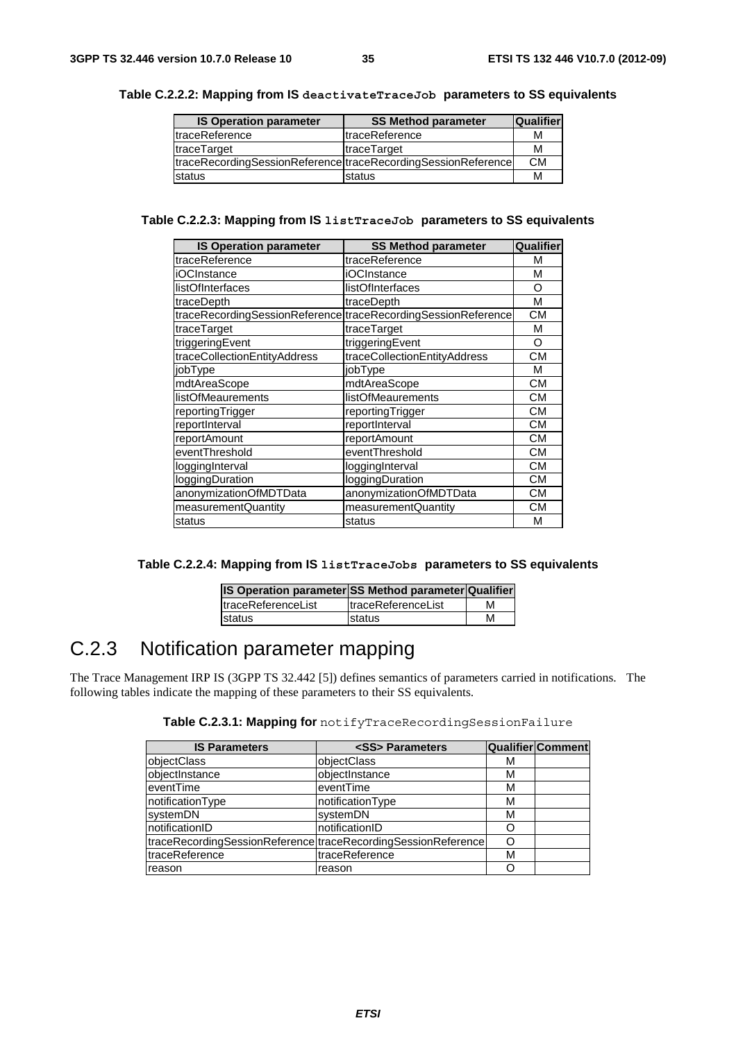**Table C.2.2.2: Mapping from IS `deactivateTraceJob` parameters to SS equivalents**

| IS Operation parameter | SS Method parameter | Qualifier |
| --- | --- | --- |
| traceReference | traceReference | M |
| traceTarget | traceTarget | M |
| traceRecordingSessionReference | traceRecordingSessionReference | CM |
| status | status | M |

**Table C.2.2.3: Mapping from IS `listTraceJob` parameters to SS equivalents**

| IS Operation parameter | SS Method parameter | Qualifier |
| --- | --- | --- |
| traceReference | traceReference | M |
| iOCInstance | iOCInstance | M |
| listOfInterfaces | listOfInterfaces | O |
| traceDepth | traceDepth | M |
| traceRecordingSessionReference | traceRecordingSessionReference | CM |
| traceTarget | traceTarget | M |
| triggeringEvent | triggeringEvent | O |
| traceCollectionEntityAddress | traceCollectionEntityAddress | CM |
| jobType | jobType | M |
| mdtAreaScope | mdtAreaScope | CM |
| listOfMeaurements | listOfMeaurements | CM |
| reportingTrigger | reportingTrigger | CM |
| reportInterval | reportInterval | CM |
| reportAmount | reportAmount | CM |
| eventThreshold | eventThreshold | CM |
| loggingInterval | loggingInterval | CM |
| loggingDuration | loggingDuration | CM |
| anonymizationOfMDTData | anonymizationOfMDTData | CM |
| measurementQuantity | measurementQuantity | CM |
| status | status | M |

**Table C.2.2.4: Mapping from IS `listTraceJobs` parameters to SS equivalents**

| IS Operation parameter | SS Method parameter | Qualifier |
| --- | --- | --- |
| traceReferenceList | traceReferenceList | M |
| status | status | M |

## C.2.3 Notification parameter mapping

The Trace Management IRP IS (3GPP TS 32.442 [5]) defines semantics of parameters carried in notifications. The following tables indicate the mapping of these parameters to their SS equivalents.

**Table C.2.3.1: Mapping for** `notifyTraceRecordingSessionFailure`

| IS Parameters | <SS> Parameters | Qualifier | Comment |
| --- | --- | --- | --- |
| objectClass | objectClass | M | |
| objectInstance | objectInstance | M | |
| eventTime | eventTime | M | |
| notificationType | notificationType | M | |
| systemDN | systemDN | M | |
| notificationID | notificationID | O | |
| traceRecordingSessionReference | traceRecordingSessionReference | O | |
| traceReference | traceReference | M | |
| reason | reason | O | |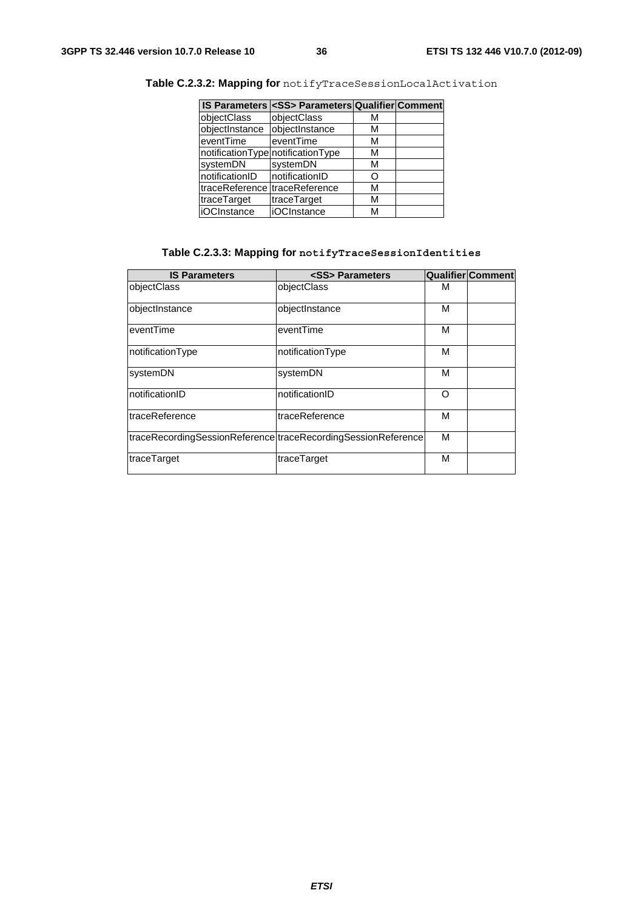**Table C.2.3.2: Mapping for** `notifyTraceSessionLocalActivation`

| IS Parameters | <SS> Parameters | Qualifier | Comment |
|---|---|---|---|
| objectClass | objectClass | M | |
| objectInstance | objectInstance | M | |
| eventTime | eventTime | M | |
| notificationType | notificationType | M | |
| systemDN | systemDN | M | |
| notificationID | notificationID | O | |
| traceReference | traceReference | M | |
| traceTarget | traceTarget | M | |
| iOCInstance | iOCInstance | M | |

**Table C.2.3.3: Mapping for** **`notifyTraceSessionIdentities`**

| IS Parameters | <SS> Parameters | Qualifier | Comment |
|---|---|---|---|
| objectClass | objectClass | M | |
| objectInstance | objectInstance | M | |
| eventTime | eventTime | M | |
| notificationType | notificationType | M | |
| systemDN | systemDN | M | |
| notificationID | notificationID | O | |
| traceReference | traceReference | M | |
| traceRecordingSessionReference | traceRecordingSessionReference | M | |
| traceTarget | traceTarget | M | |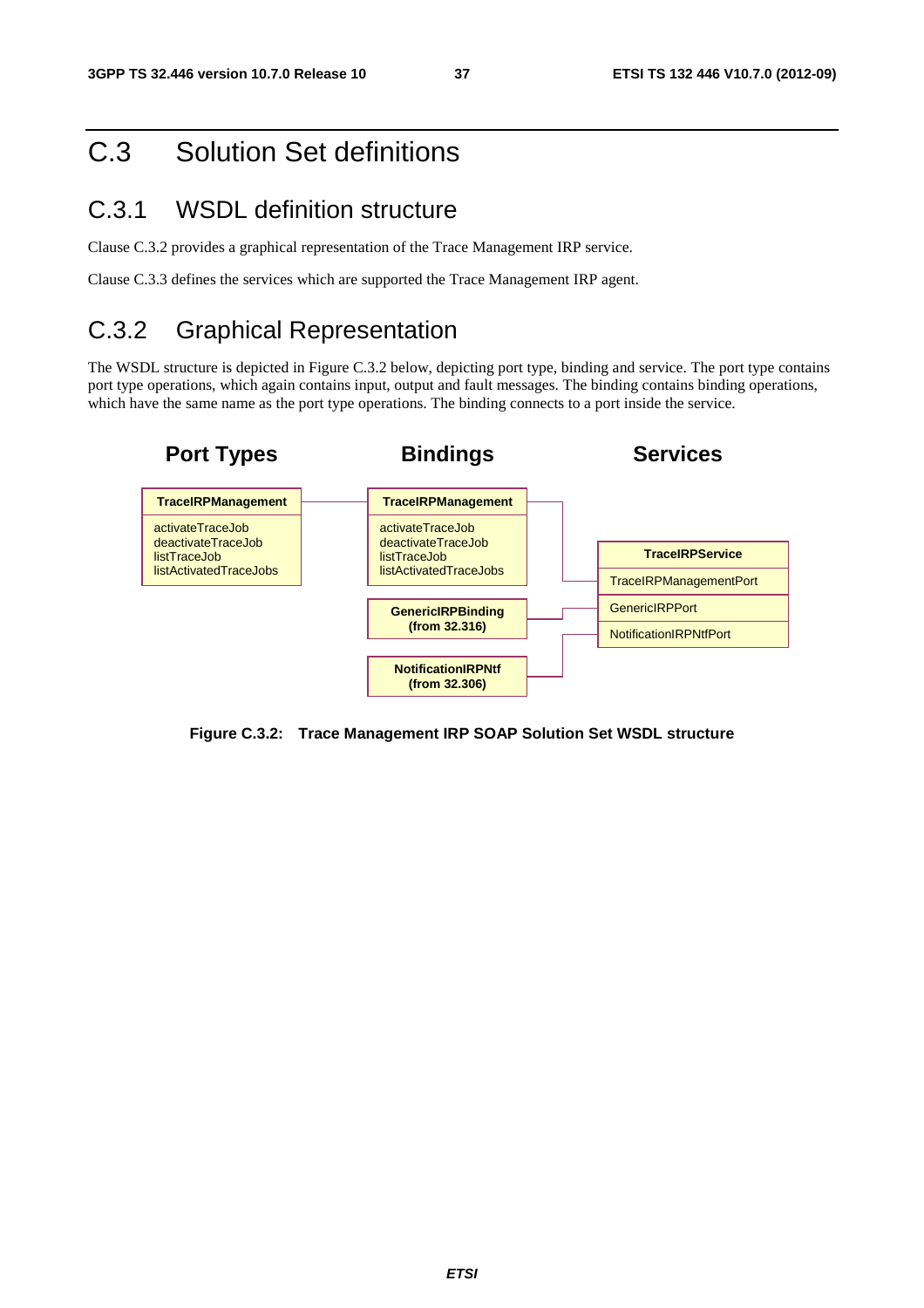# C.3 Solution Set definitions

## C.3.1 WSDL definition structure

Clause C.3.2 provides a graphical representation of the Trace Management IRP service.

Clause C.3.3 defines the services which are supported the Trace Management IRP agent.

## C.3.2 Graphical Representation

The WSDL structure is depicted in Figure C.3.2 below, depicting port type, binding and service. The port type contains port type operations, which again contains input, output and fault messages. The binding contains binding operations, which have the same name as the port type operations. The binding connects to a port inside the service.

**Port Types** | **Bindings** | **Services**

**TraceIRPManagement**
activateTraceJob
deactivateTraceJob
listTraceJob
listActivatedTraceJobs

**TraceIRPManagement**
activateTraceJob
deactivateTraceJob
listTraceJob
listActivatedTraceJobs

**GenericIRPBinding (from 32.316)**

**NotificationIRPNtf (from 32.306)**

**TraceIRPService**
TraceIRPManagementPort
GenericIRPPort
NotificationIRPNtfPort

**Figure C.3.2: Trace Management IRP SOAP Solution Set WSDL structure**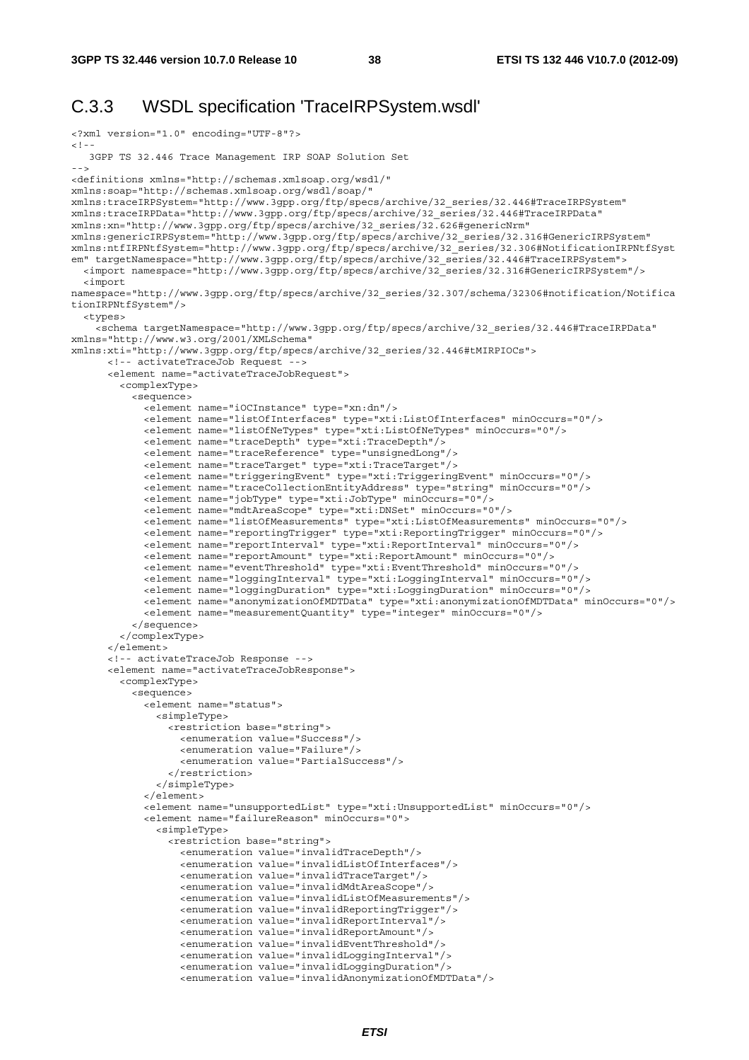## C.3.3 WSDL specification 'TraceIRPSystem.wsdl'

```
<?xml version="1.0" encoding="UTF-8"?>
<!--
   3GPP TS 32.446 Trace Management IRP SOAP Solution Set
-->
<definitions xmlns="http://schemas.xmlsoap.org/wsdl/"
xmlns:soap="http://schemas.xmlsoap.org/wsdl/soap/"
xmlns:traceIRPSystem="http://www.3gpp.org/ftp/specs/archive/32_series/32.446#TraceIRPSystem"
xmlns:traceIRPData="http://www.3gpp.org/ftp/specs/archive/32_series/32.446#TraceIRPData"
xmlns:xn="http://www.3gpp.org/ftp/specs/archive/32_series/32.626#genericNrm"
xmlns:genericIRPSystem="http://www.3gpp.org/ftp/specs/archive/32_series/32.316#GenericIRPSystem"
xmlns:ntfIRPNtfSystem="http://www.3gpp.org/ftp/specs/archive/32_series/32.306#NotificationIRPNtfSyst
em" targetNamespace="http://www.3gpp.org/ftp/specs/archive/32_series/32.446#TraceIRPSystem">
  <import namespace="http://www.3gpp.org/ftp/specs/archive/32_series/32.316#GenericIRPSystem"/>
  <import
namespace="http://www.3gpp.org/ftp/specs/archive/32_series/32.307/schema/32306#notification/Notifica
tionIRPNtfSystem"/>
  <types>
    <schema targetNamespace="http://www.3gpp.org/ftp/specs/archive/32_series/32.446#TraceIRPData"
xmlns="http://www.w3.org/2001/XMLSchema"
xmlns:xti="http://www.3gpp.org/ftp/specs/archive/32_series/32.446#tMIRPIOCs">
      <!-- activateTraceJob Request -->
      <element name="activateTraceJobRequest">
        <complexType>
          <sequence>
            <element name="iOCInstance" type="xn:dn"/>
            <element name="listOfInterfaces" type="xti:ListOfInterfaces" minOccurs="0"/>
            <element name="listOfNeTypes" type="xti:ListOfNeTypes" minOccurs="0"/>
            <element name="traceDepth" type="xti:TraceDepth"/>
            <element name="traceReference" type="unsignedLong"/>
            <element name="traceTarget" type="xti:TraceTarget"/>
            <element name="triggeringEvent" type="xti:TriggeringEvent" minOccurs="0"/>
            <element name="traceCollectionEntityAddress" type="string" minOccurs="0"/>
            <element name="jobType" type="xti:JobType" minOccurs="0"/>
            <element name="mdtAreaScope" type="xti:DNSet" minOccurs="0"/>
            <element name="listOfMeasurements" type="xti:ListOfMeasurements" minOccurs="0"/>
            <element name="reportingTrigger" type="xti:ReportingTrigger" minOccurs="0"/>
            <element name="reportInterval" type="xti:ReportInterval" minOccurs="0"/>
            <element name="reportAmount" type="xti:ReportAmount" minOccurs="0"/>
            <element name="eventThreshold" type="xti:EventThreshold" minOccurs="0"/>
            <element name="loggingInterval" type="xti:LoggingInterval" minOccurs="0"/>
            <element name="loggingDuration" type="xti:LoggingDuration" minOccurs="0"/>
            <element name="anonymizationOfMDTData" type="xti:anonymizationOfMDTData" minOccurs="0"/>
            <element name="measurementQuantity" type="integer" minOccurs="0"/>
          </sequence>
        </complexType>
      </element>
      <!-- activateTraceJob Response -->
      <element name="activateTraceJobResponse">
        <complexType>
          <sequence>
            <element name="status">
              <simpleType>
                <restriction base="string">
                  <enumeration value="Success"/>
                  <enumeration value="Failure"/>
                  <enumeration value="PartialSuccess"/>
                </restriction>
              </simpleType>
            </element>
            <element name="unsupportedList" type="xti:UnsupportedList" minOccurs="0"/>
            <element name="failureReason" minOccurs="0">
              <simpleType>
                <restriction base="string">
                  <enumeration value="invalidTraceDepth"/>
                  <enumeration value="invalidListOfInterfaces"/>
                  <enumeration value="invalidTraceTarget"/>
                  <enumeration value="invalidMdtAreaScope"/>
                  <enumeration value="invalidListOfMeasurements"/>
                  <enumeration value="invalidReportingTrigger"/>
                  <enumeration value="invalidReportInterval"/>
                  <enumeration value="invalidReportAmount"/>
                  <enumeration value="invalidEventThreshold"/>
                  <enumeration value="invalidLoggingInterval"/>
                  <enumeration value="invalidLoggingDuration"/>
                  <enumeration value="invalidAnonymizationOfMDTData"/>
```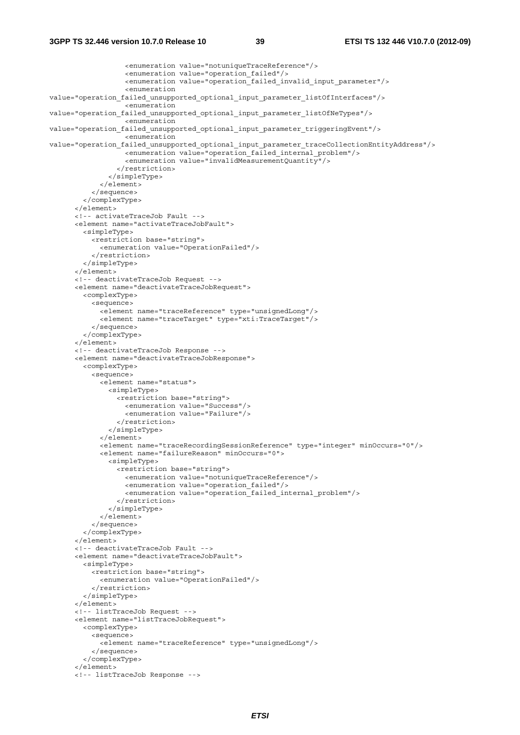```
                <enumeration value="notuniqueTraceReference"/>
                <enumeration value="operation_failed"/>
                <enumeration value="operation_failed_invalid_input_parameter"/>
                <enumeration
value="operation_failed_unsupported_optional_input_parameter_listOfInterfaces"/>
                <enumeration
value="operation_failed_unsupported_optional_input_parameter_listOfNeTypes"/>
                <enumeration
value="operation_failed_unsupported_optional_input_parameter_triggeringEvent"/>
                <enumeration
value="operation_failed_unsupported_optional_input_parameter_traceCollectionEntityAddress"/>
                <enumeration value="operation_failed_internal_problem"/>
                <enumeration value="invalidMeasurementQuantity"/>
              </restriction>
            </simpleType>
          </element>
        </sequence>
      </complexType>
    </element>
    <!-- activateTraceJob Fault -->
    <element name="activateTraceJobFault">
      <simpleType>
        <restriction base="string">
          <enumeration value="OperationFailed"/>
        </restriction>
      </simpleType>
    </element>
    <!-- deactivateTraceJob Request -->
    <element name="deactivateTraceJobRequest">
      <complexType>
        <sequence>
          <element name="traceReference" type="unsignedLong"/>
          <element name="traceTarget" type="xti:TraceTarget"/>
        </sequence>
      </complexType>
    </element>
    <!-- deactivateTraceJob Response -->
    <element name="deactivateTraceJobResponse">
      <complexType>
        <sequence>
          <element name="status">
            <simpleType>
              <restriction base="string">
                <enumeration value="Success"/>
                <enumeration value="Failure"/>
              </restriction>
            </simpleType>
          </element>
          <element name="traceRecordingSessionReference" type="integer" minOccurs="0"/>
          <element name="failureReason" minOccurs="0">
            <simpleType>
              <restriction base="string">
                <enumeration value="notuniqueTraceReference"/>
                <enumeration value="operation_failed"/>
                <enumeration value="operation_failed_internal_problem"/>
              </restriction>
            </simpleType>
          </element>
        </sequence>
      </complexType>
    </element>
    <!-- deactivateTraceJob Fault -->
    <element name="deactivateTraceJobFault">
      <simpleType>
        <restriction base="string">
          <enumeration value="OperationFailed"/>
        </restriction>
      </simpleType>
    </element>
    <!-- listTraceJob Request -->
    <element name="listTraceJobRequest">
      <complexType>
        <sequence>
          <element name="traceReference" type="unsignedLong"/>
        </sequence>
      </complexType>
    </element>
    <!-- listTraceJob Response -->
```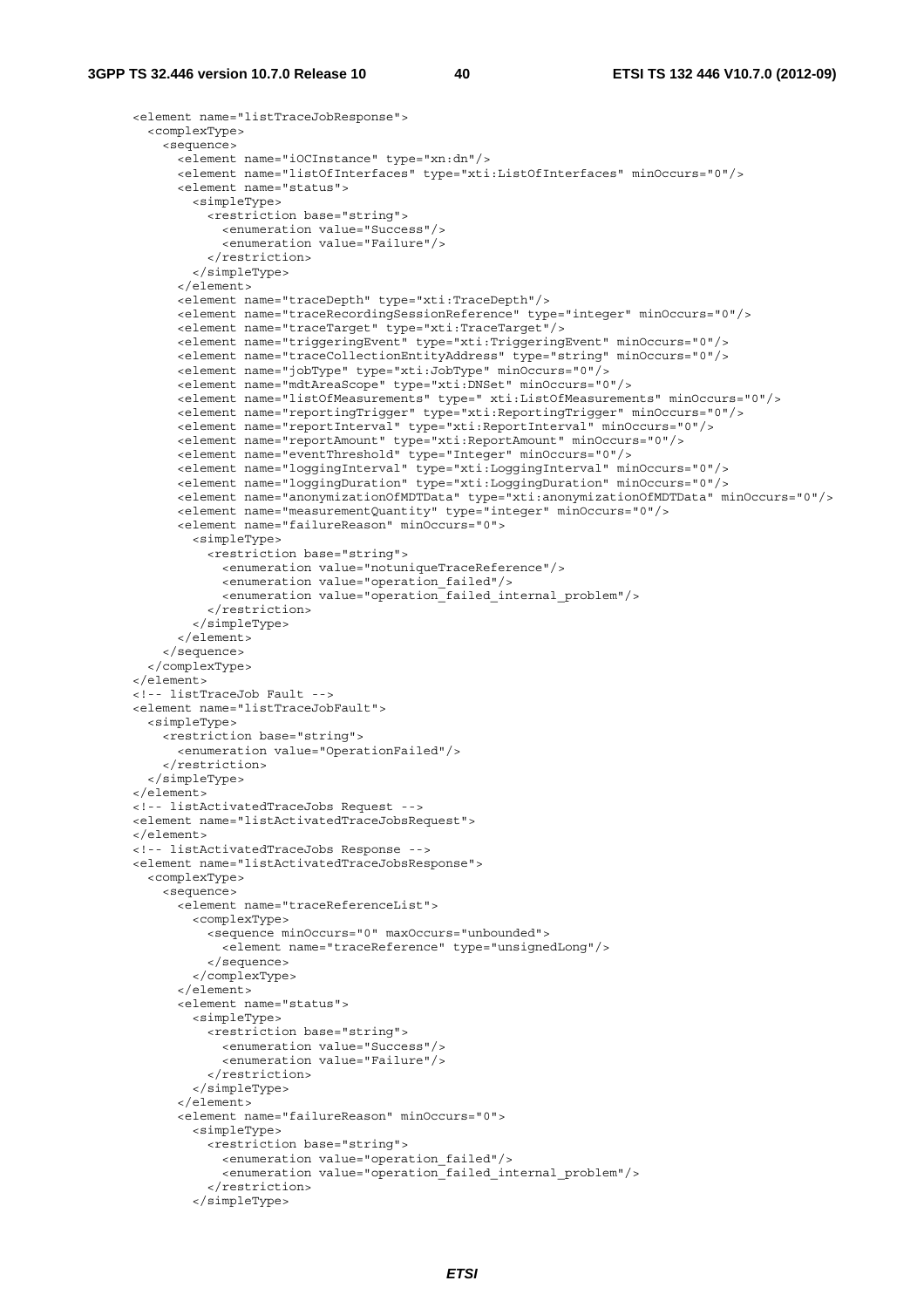```
<element name="listTraceJobResponse">
  <complexType>
    <sequence>
      <element name="iOCInstance" type="xn:dn"/>
      <element name="listOfInterfaces" type="xti:ListOfInterfaces" minOccurs="0"/>
      <element name="status">
        <simpleType>
          <restriction base="string">
            <enumeration value="Success"/>
            <enumeration value="Failure"/>
          </restriction>
        </simpleType>
      </element>
      <element name="traceDepth" type="xti:TraceDepth"/>
      <element name="traceRecordingSessionReference" type="integer" minOccurs="0"/>
      <element name="traceTarget" type="xti:TraceTarget"/>
      <element name="triggeringEvent" type="xti:TriggeringEvent" minOccurs="0"/>
      <element name="traceCollectionEntityAddress" type="string" minOccurs="0"/>
      <element name="jobType" type="xti:JobType" minOccurs="0"/>
      <element name="mdtAreaScope" type="xti:DNSet" minOccurs="0"/>
      <element name="listOfMeasurements" type=" xti:ListOfMeasurements" minOccurs="0"/>
      <element name="reportingTrigger" type="xti:ReportingTrigger" minOccurs="0"/>
      <element name="reportInterval" type="xti:ReportInterval" minOccurs="0"/>
      <element name="reportAmount" type="xti:ReportAmount" minOccurs="0"/>
      <element name="eventThreshold" type="Integer" minOccurs="0"/>
      <element name="loggingInterval" type="xti:LoggingInterval" minOccurs="0"/>
      <element name="loggingDuration" type="xti:LoggingDuration" minOccurs="0"/>
      <element name="anonymizationOfMDTData" type="xti:anonymizationOfMDTData" minOccurs="0"/>
      <element name="measurementQuantity" type="integer" minOccurs="0"/>
      <element name="failureReason" minOccurs="0">
        <simpleType>
          <restriction base="string">
            <enumeration value="notuniqueTraceReference"/>
            <enumeration value="operation_failed"/>
            <enumeration value="operation_failed_internal_problem"/>
          </restriction>
        </simpleType>
      </element>
    </sequence>
  </complexType>
</element>
<!-- listTraceJob Fault -->
<element name="listTraceJobFault">
  <simpleType>
    <restriction base="string">
      <enumeration value="OperationFailed"/>
    </restriction>
  </simpleType>
</element>
<!-- listActivatedTraceJobs Request -->
<element name="listActivatedTraceJobsRequest">
</element>
<!-- listActivatedTraceJobs Response -->
<element name="listActivatedTraceJobsResponse">
  <complexType>
    <sequence>
      <element name="traceReferenceList">
        <complexType>
          <sequence minOccurs="0" maxOccurs="unbounded">
            <element name="traceReference" type="unsignedLong"/>
          </sequence>
        </complexType>
      </element>
      <element name="status">
        <simpleType>
          <restriction base="string">
            <enumeration value="Success"/>
            <enumeration value="Failure"/>
          </restriction>
        </simpleType>
      </element>
      <element name="failureReason" minOccurs="0">
        <simpleType>
          <restriction base="string">
            <enumeration value="operation_failed"/>
            <enumeration value="operation_failed_internal_problem"/>
          </restriction>
        </simpleType>
```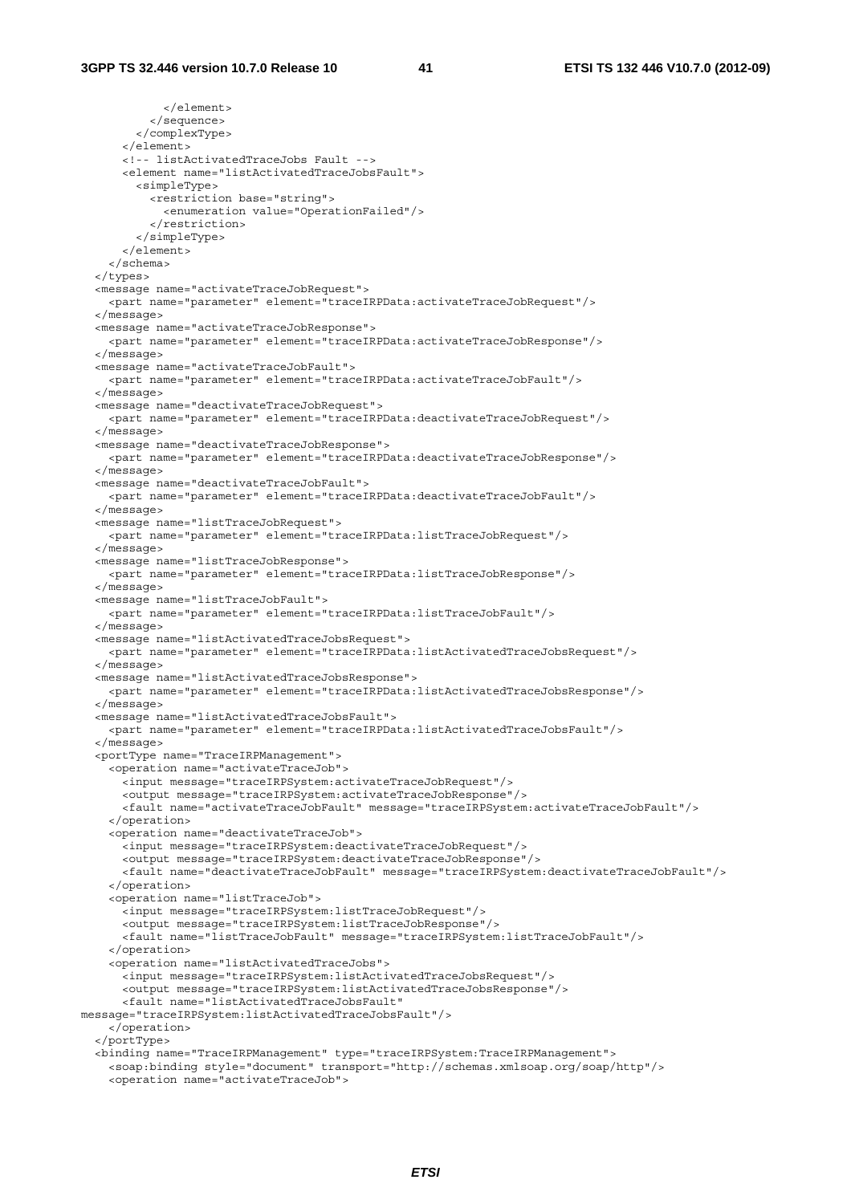```
            </element>
          </sequence>
        </complexType>
      </element>
      <!-- listActivatedTraceJobs Fault -->
      <element name="listActivatedTraceJobsFault">
        <simpleType>
          <restriction base="string">
            <enumeration value="OperationFailed"/>
          </restriction>
        </simpleType>
      </element>
    </schema>
  </types>
  <message name="activateTraceJobRequest">
    <part name="parameter" element="traceIRPData:activateTraceJobRequest"/>
  </message>
  <message name="activateTraceJobResponse">
    <part name="parameter" element="traceIRPData:activateTraceJobResponse"/>
  </message>
  <message name="activateTraceJobFault">
    <part name="parameter" element="traceIRPData:activateTraceJobFault"/>
  </message>
  <message name="deactivateTraceJobRequest">
    <part name="parameter" element="traceIRPData:deactivateTraceJobRequest"/>
  </message>
  <message name="deactivateTraceJobResponse">
    <part name="parameter" element="traceIRPData:deactivateTraceJobResponse"/>
  </message>
  <message name="deactivateTraceJobFault">
    <part name="parameter" element="traceIRPData:deactivateTraceJobFault"/>
  </message>
  <message name="listTraceJobRequest">
    <part name="parameter" element="traceIRPData:listTraceJobRequest"/>
  </message>
  <message name="listTraceJobResponse">
    <part name="parameter" element="traceIRPData:listTraceJobResponse"/>
  </message>
  <message name="listTraceJobFault">
    <part name="parameter" element="traceIRPData:listTraceJobFault"/>
  </message>
  <message name="listActivatedTraceJobsRequest">
    <part name="parameter" element="traceIRPData:listActivatedTraceJobsRequest"/>
  </message>
  <message name="listActivatedTraceJobsResponse">
    <part name="parameter" element="traceIRPData:listActivatedTraceJobsResponse"/>
  </message>
  <message name="listActivatedTraceJobsFault">
    <part name="parameter" element="traceIRPData:listActivatedTraceJobsFault"/>
  </message>
  <portType name="TraceIRPManagement">
    <operation name="activateTraceJob">
      <input message="traceIRPSystem:activateTraceJobRequest"/>
      <output message="traceIRPSystem:activateTraceJobResponse"/>
      <fault name="activateTraceJobFault" message="traceIRPSystem:activateTraceJobFault"/>
    </operation>
    <operation name="deactivateTraceJob">
      <input message="traceIRPSystem:deactivateTraceJobRequest"/>
      <output message="traceIRPSystem:deactivateTraceJobResponse"/>
      <fault name="deactivateTraceJobFault" message="traceIRPSystem:deactivateTraceJobFault"/>
    </operation>
    <operation name="listTraceJob">
      <input message="traceIRPSystem:listTraceJobRequest"/>
      <output message="traceIRPSystem:listTraceJobResponse"/>
      <fault name="listTraceJobFault" message="traceIRPSystem:listTraceJobFault"/>
    </operation>
    <operation name="listActivatedTraceJobs">
      <input message="traceIRPSystem:listActivatedTraceJobsRequest"/>
      <output message="traceIRPSystem:listActivatedTraceJobsResponse"/>
      <fault name="listActivatedTraceJobsFault"
message="traceIRPSystem:listActivatedTraceJobsFault"/>
    </operation>
  </portType>
  <binding name="TraceIRPManagement" type="traceIRPSystem:TraceIRPManagement">
    <soap:binding style="document" transport="http://schemas.xmlsoap.org/soap/http"/>
    <operation name="activateTraceJob">
```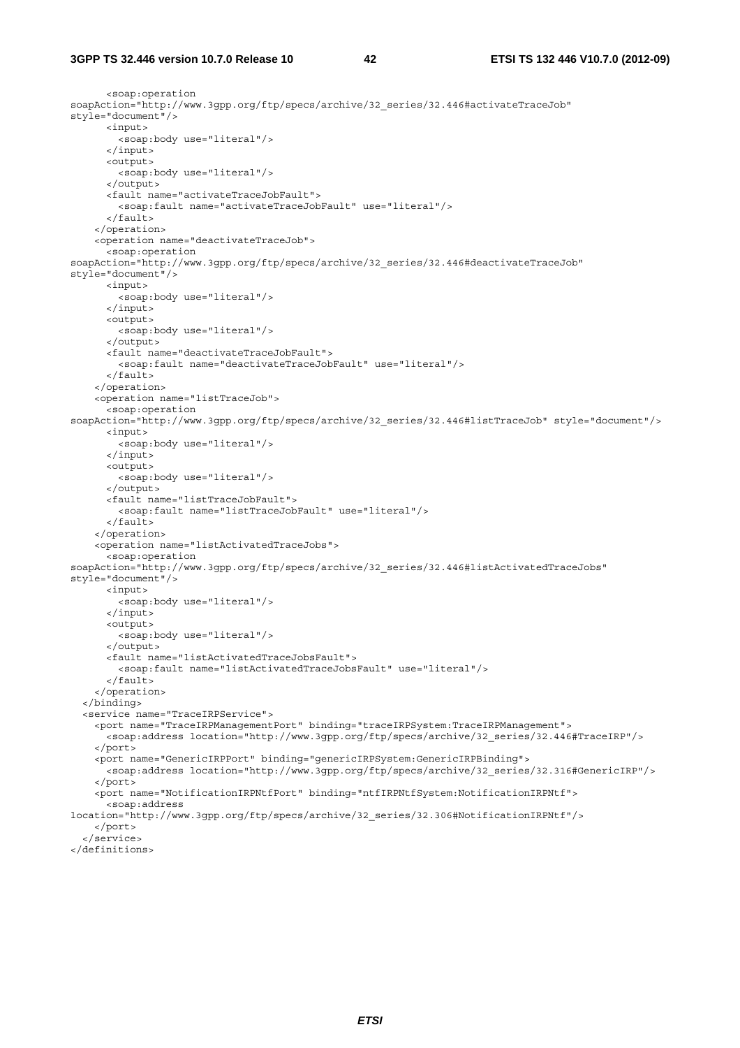```
      <soap:operation
soapAction="http://www.3gpp.org/ftp/specs/archive/32_series/32.446#activateTraceJob"
style="document"/>
      <input>
        <soap:body use="literal"/>
      </input>
      <output>
        <soap:body use="literal"/>
      </output>
      <fault name="activateTraceJobFault">
        <soap:fault name="activateTraceJobFault" use="literal"/>
      </fault>
    </operation>
    <operation name="deactivateTraceJob">
      <soap:operation
soapAction="http://www.3gpp.org/ftp/specs/archive/32_series/32.446#deactivateTraceJob"
style="document"/>
      <input>
        <soap:body use="literal"/>
      </input>
      <output>
        <soap:body use="literal"/>
      </output>
      <fault name="deactivateTraceJobFault">
        <soap:fault name="deactivateTraceJobFault" use="literal"/>
      </fault>
    </operation>
    <operation name="listTraceJob">
      <soap:operation
soapAction="http://www.3gpp.org/ftp/specs/archive/32_series/32.446#listTraceJob" style="document"/>
      <input>
        <soap:body use="literal"/>
      </input>
      <output>
        <soap:body use="literal"/>
      </output>
      <fault name="listTraceJobFault">
        <soap:fault name="listTraceJobFault" use="literal"/>
      </fault>
    </operation>
    <operation name="listActivatedTraceJobs">
      <soap:operation
soapAction="http://www.3gpp.org/ftp/specs/archive/32_series/32.446#listActivatedTraceJobs"
style="document"/>
      <input>
        <soap:body use="literal"/>
      </input>
      <output>
        <soap:body use="literal"/>
      </output>
      <fault name="listActivatedTraceJobsFault">
        <soap:fault name="listActivatedTraceJobsFault" use="literal"/>
      </fault>
    </operation>
  </binding>
  <service name="TraceIRPService">
    <port name="TraceIRPManagementPort" binding="traceIRPSystem:TraceIRPManagement">
      <soap:address location="http://www.3gpp.org/ftp/specs/archive/32_series/32.446#TraceIRP"/>
    </port>
    <port name="GenericIRPPort" binding="genericIRPSystem:GenericIRPBinding">
      <soap:address location="http://www.3gpp.org/ftp/specs/archive/32_series/32.316#GenericIRP"/>
    </port>
    <port name="NotificationIRPNtfPort" binding="ntfIRPNtfSystem:NotificationIRPNtf">
      <soap:address
location="http://www.3gpp.org/ftp/specs/archive/32_series/32.306#NotificationIRPNtf"/>
    </port>
  </service>
</definitions>
```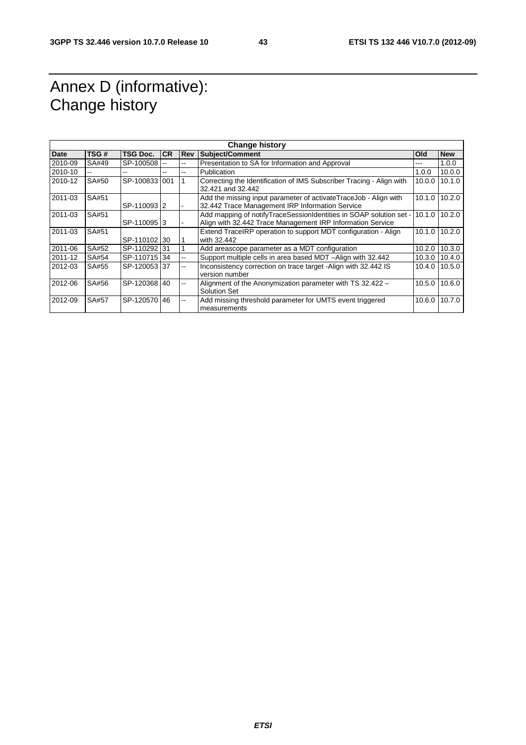# Annex D (informative): Change history

| Change history | | | | | | | |
|---|---|---|---|---|---|---|---|
| **Date** | **TSG #** | **TSG Doc.** | **CR** | **Rev** | **Subject/Comment** | **Old** | **New** |
| 2010-09 | SA#49 | SP-100508 | -- | -- | Presentation to SA for Information and Approval | --- | 1.0.0 |
| 2010-10 | -- | -- | -- | -- | Publication | 1.0.0 | 10.0.0 |
| 2010-12 | SA#50 | SP-100833 | 001 | 1 | Correcting the Identification of IMS Subscriber Tracing - Align with 32.421 and 32.442 | 10.0.0 | 10.1.0 |
| 2011-03 | SA#51 | SP-110093 | 2 | - | Add the missing input parameter of activateTraceJob - Align with 32.442 Trace Management IRP Information Service | 10.1.0 | 10.2.0 |
| 2011-03 | SA#51 | SP-110095 | 3 | - | Add mapping of notifyTraceSessionIdentities in SOAP solution set - Align with 32.442 Trace Management IRP Information Service | 10.1.0 | 10.2.0 |
| 2011-03 | SA#51 | SP-110102 | 30 | 1 | Extend TraceIRP operation to support MDT configuration - Align with 32.442 | 10.1.0 | 10.2.0 |
| 2011-06 | SA#52 | SP-110292 | 31 | 1 | Add areascope parameter as a MDT configuration | 10.2.0 | 10.3.0 |
| 2011-12 | SA#54 | SP-110715 | 34 | -- | Support multiple cells in area based MDT –Align with 32.442 | 10.3.0 | 10.4.0 |
| 2012-03 | SA#55 | SP-120053 | 37 | -- | Inconsistency correction on trace target -Align with 32.442 IS version number | 10.4.0 | 10.5.0 |
| 2012-06 | SA#56 | SP-120368 | 40 | -- | Alignment of the Anonymization parameter with TS 32.422 – Solution Set | 10.5.0 | 10.6.0 |
| 2012-09 | SA#57 | SP-120570 | 46 | -- | Add missing threshold parameter for UMTS event triggered measurements | 10.6.0 | 10.7.0 |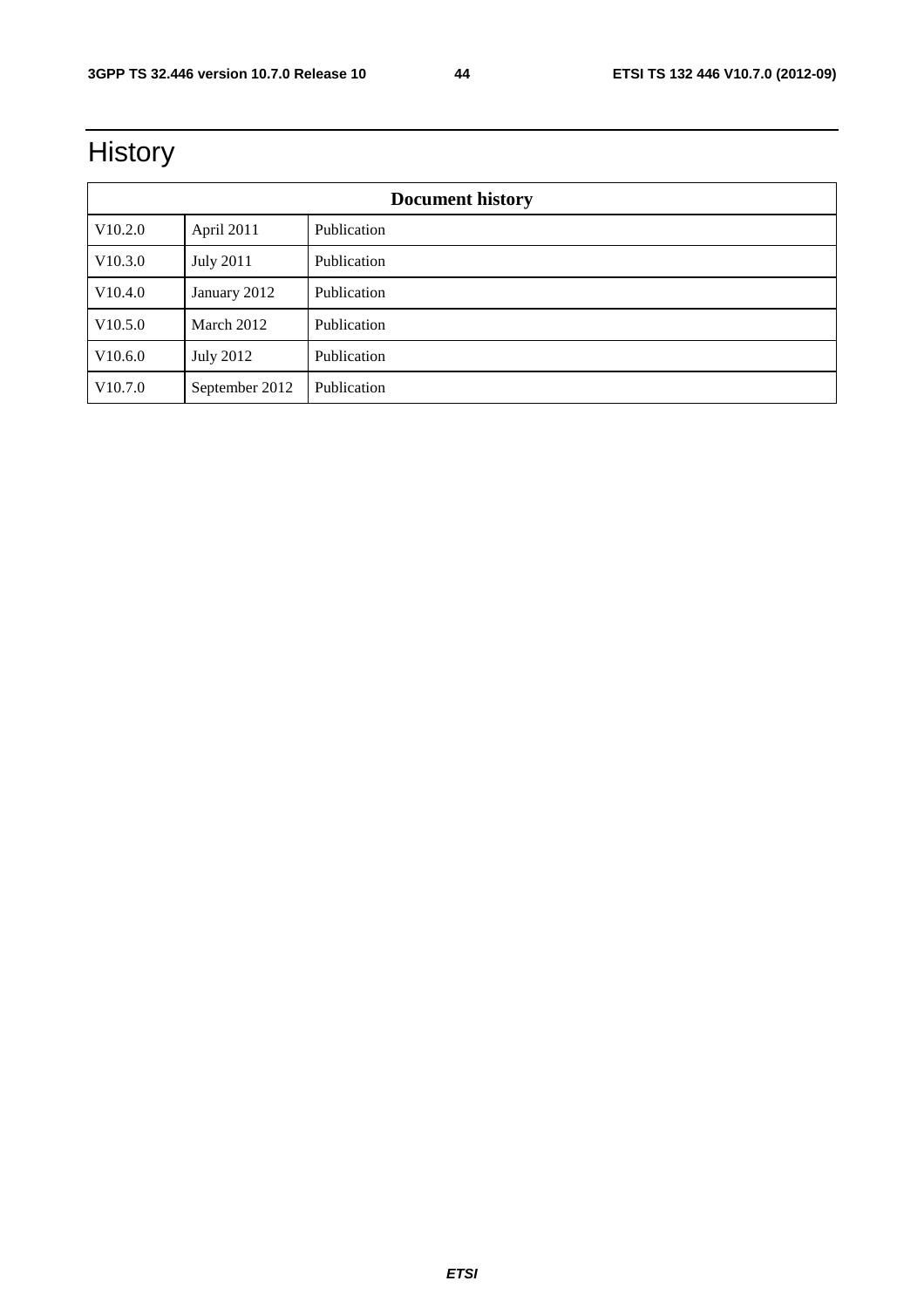# History

| Document history | | |
|---|---|---|
| V10.2.0 | April 2011 | Publication |
| V10.3.0 | July 2011 | Publication |
| V10.4.0 | January 2012 | Publication |
| V10.5.0 | March 2012 | Publication |
| V10.6.0 | July 2012 | Publication |
| V10.7.0 | September 2012 | Publication |